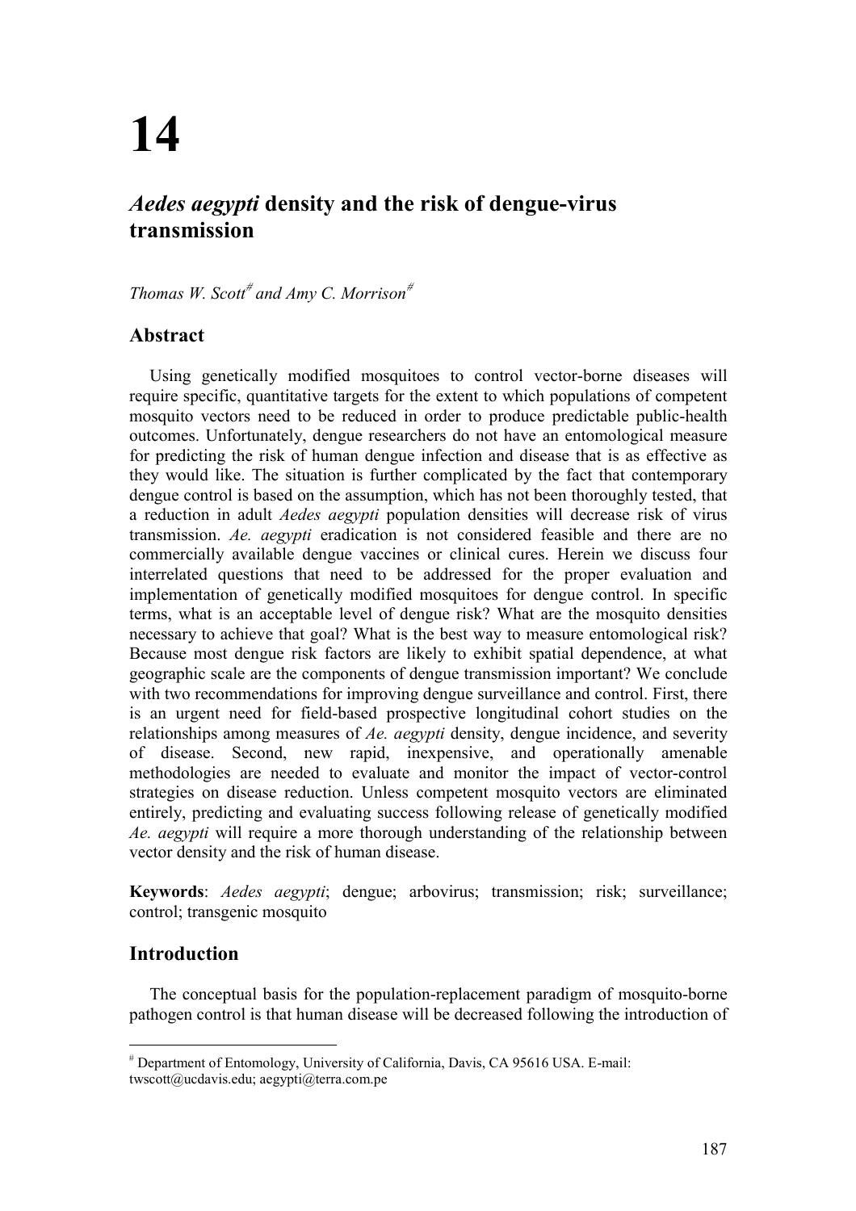# 14

## *Aedes aegypti* density and the risk of dengue-virus transmission

*Thomas W. Scott*[#] *and Amy C. Morrison*[#]

### Abstract

Using genetically modified mosquitoes to control vector-borne diseases will require specific, quantitative targets for the extent to which populations of competent mosquito vectors need to be reduced in order to produce predictable public-health outcomes. Unfortunately, dengue researchers do not have an entomological measure for predicting the risk of human dengue infection and disease that is as effective as they would like. The situation is further complicated by the fact that contemporary dengue control is based on the assumption, which has not been thoroughly tested, that a reduction in adult *Aedes aegypti* population densities will decrease risk of virus transmission. *Ae. aegypti* eradication is not considered feasible and there are no commercially available dengue vaccines or clinical cures. Herein we discuss four interrelated questions that need to be addressed for the proper evaluation and implementation of genetically modified mosquitoes for dengue control. In specific terms, what is an acceptable level of dengue risk? What are the mosquito densities necessary to achieve that goal? What is the best way to measure entomological risk? Because most dengue risk factors are likely to exhibit spatial dependence, at what geographic scale are the components of dengue transmission important? We conclude with two recommendations for improving dengue surveillance and control. First, there is an urgent need for field-based prospective longitudinal cohort studies on the relationships among measures of *Ae. aegypti* density, dengue incidence, and severity of disease. Second, new rapid, inexpensive, and operationally amenable methodologies are needed to evaluate and monitor the impact of vector-control strategies on disease reduction. Unless competent mosquito vectors are eliminated entirely, predicting and evaluating success following release of genetically modified *Ae. aegypti* will require a more thorough understanding of the relationship between vector density and the risk of human disease.

**Keywords**: *Aedes aegypti*; dengue; arbovirus; transmission; risk; surveillance; control; transgenic mosquito

### Introduction

The conceptual basis for the population-replacement paradigm of mosquito-borne pathogen control is that human disease will be decreased following the introduction of

---

[#] Department of Entomology, University of California, Davis, CA 95616 USA. E-mail: twscott@ucdavis.edu; aegypti@terra.com.pe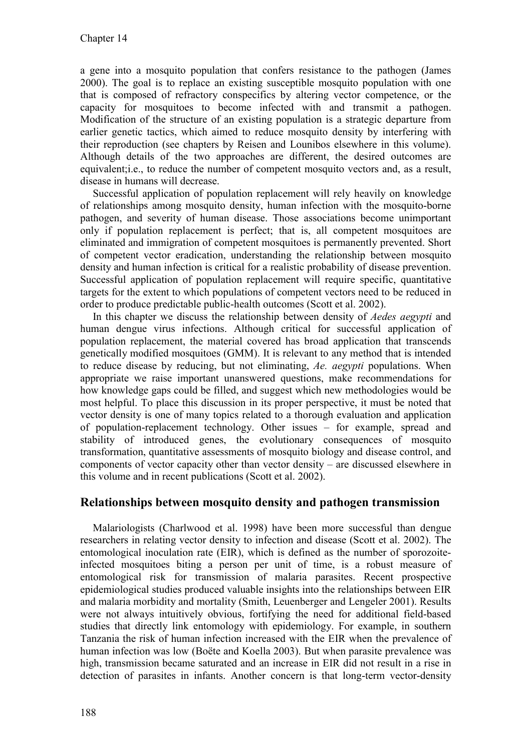a gene into a mosquito population that confers resistance to the pathogen (James 2000). The goal is to replace an existing susceptible mosquito population with one that is composed of refractory conspecifics by altering vector competence, or the capacity for mosquitoes to become infected with and transmit a pathogen. Modification of the structure of an existing population is a strategic departure from earlier genetic tactics, which aimed to reduce mosquito density by interfering with their reproduction (see chapters by Reisen and Lounibos elsewhere in this volume). Although details of the two approaches are different, the desired outcomes are equivalent;i.e., to reduce the number of competent mosquito vectors and, as a result, disease in humans will decrease.

Successful application of population replacement will rely heavily on knowledge of relationships among mosquito density, human infection with the mosquito-borne pathogen, and severity of human disease. Those associations become unimportant only if population replacement is perfect; that is, all competent mosquitoes are eliminated and immigration of competent mosquitoes is permanently prevented. Short of competent vector eradication, understanding the relationship between mosquito density and human infection is critical for a realistic probability of disease prevention. Successful application of population replacement will require specific, quantitative targets for the extent to which populations of competent vectors need to be reduced in order to produce predictable public-health outcomes (Scott et al. 2002).

In this chapter we discuss the relationship between density of *Aedes aegypti* and human dengue virus infections. Although critical for successful application of population replacement, the material covered has broad application that transcends genetically modified mosquitoes (GMM). It is relevant to any method that is intended to reduce disease by reducing, but not eliminating, *Ae. aegypti* populations. When appropriate we raise important unanswered questions, make recommendations for how knowledge gaps could be filled, and suggest which new methodologies would be most helpful. To place this discussion in its proper perspective, it must be noted that vector density is one of many topics related to a thorough evaluation and application of population-replacement technology. Other issues – for example, spread and stability of introduced genes, the evolutionary consequences of mosquito transformation, quantitative assessments of mosquito biology and disease control, and components of vector capacity other than vector density – are discussed elsewhere in this volume and in recent publications (Scott et al. 2002).

## Relationships between mosquito density and pathogen transmission

Malariologists (Charlwood et al. 1998) have been more successful than dengue researchers in relating vector density to infection and disease (Scott et al. 2002). The entomological inoculation rate (EIR), which is defined as the number of sporozoite-infected mosquitoes biting a person per unit of time, is a robust measure of entomological risk for transmission of malaria parasites. Recent prospective epidemiological studies produced valuable insights into the relationships between EIR and malaria morbidity and mortality (Smith, Leuenberger and Lengeler 2001). Results were not always intuitively obvious, fortifying the need for additional field-based studies that directly link entomology with epidemiology. For example, in southern Tanzania the risk of human infection increased with the EIR when the prevalence of human infection was low (Boëte and Koella 2003). But when parasite prevalence was high, transmission became saturated and an increase in EIR did not result in a rise in detection of parasites in infants. Another concern is that long-term vector-density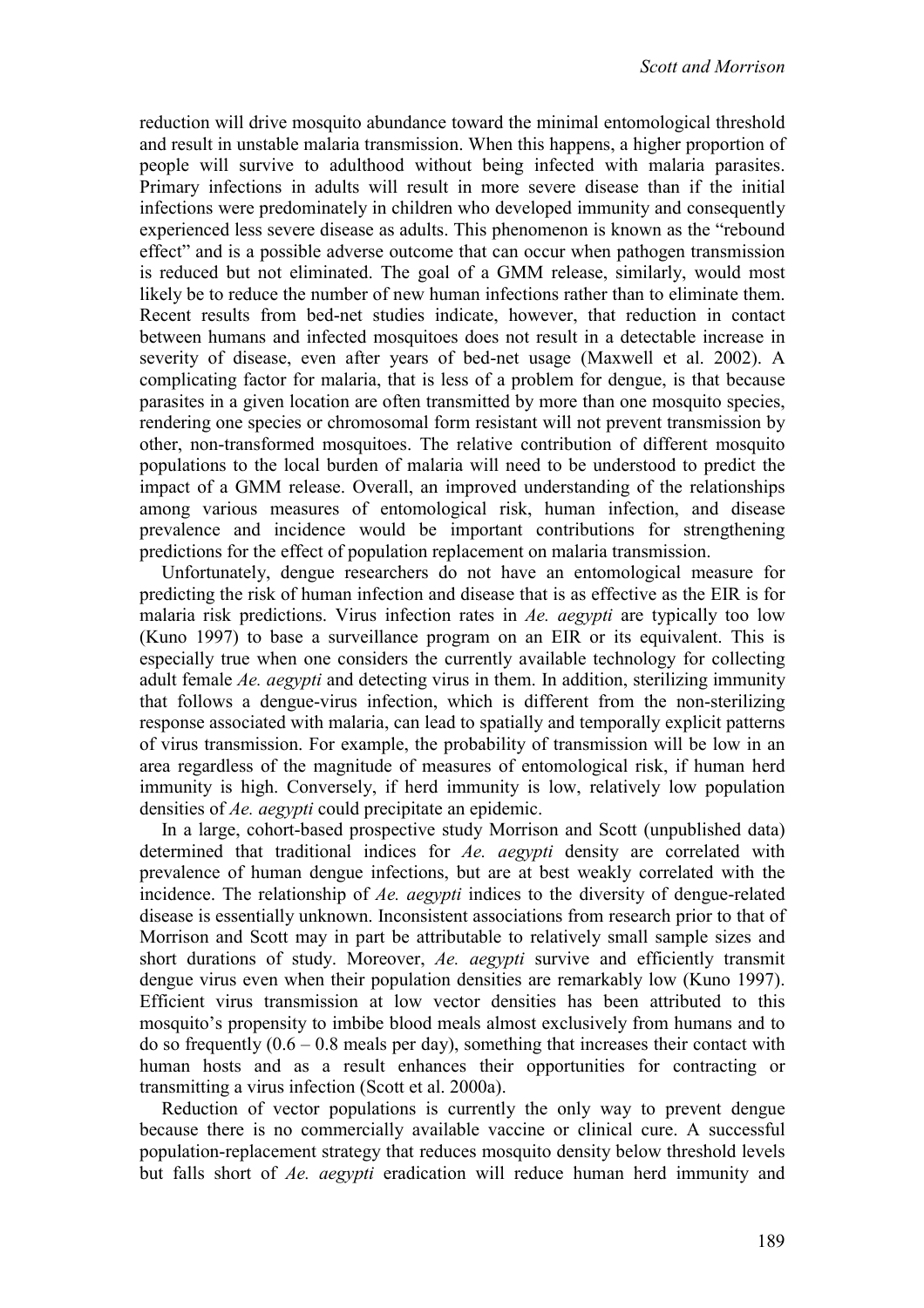reduction will drive mosquito abundance toward the minimal entomological threshold and result in unstable malaria transmission. When this happens, a higher proportion of people will survive to adulthood without being infected with malaria parasites. Primary infections in adults will result in more severe disease than if the initial infections were predominately in children who developed immunity and consequently experienced less severe disease as adults. This phenomenon is known as the "rebound effect" and is a possible adverse outcome that can occur when pathogen transmission is reduced but not eliminated. The goal of a GMM release, similarly, would most likely be to reduce the number of new human infections rather than to eliminate them. Recent results from bed-net studies indicate, however, that reduction in contact between humans and infected mosquitoes does not result in a detectable increase in severity of disease, even after years of bed-net usage (Maxwell et al. 2002). A complicating factor for malaria, that is less of a problem for dengue, is that because parasites in a given location are often transmitted by more than one mosquito species, rendering one species or chromosomal form resistant will not prevent transmission by other, non-transformed mosquitoes. The relative contribution of different mosquito populations to the local burden of malaria will need to be understood to predict the impact of a GMM release. Overall, an improved understanding of the relationships among various measures of entomological risk, human infection, and disease prevalence and incidence would be important contributions for strengthening predictions for the effect of population replacement on malaria transmission.

Unfortunately, dengue researchers do not have an entomological measure for predicting the risk of human infection and disease that is as effective as the EIR is for malaria risk predictions. Virus infection rates in *Ae. aegypti* are typically too low (Kuno 1997) to base a surveillance program on an EIR or its equivalent. This is especially true when one considers the currently available technology for collecting adult female *Ae. aegypti* and detecting virus in them. In addition, sterilizing immunity that follows a dengue-virus infection, which is different from the non-sterilizing response associated with malaria, can lead to spatially and temporally explicit patterns of virus transmission. For example, the probability of transmission will be low in an area regardless of the magnitude of measures of entomological risk, if human herd immunity is high. Conversely, if herd immunity is low, relatively low population densities of *Ae. aegypti* could precipitate an epidemic.

In a large, cohort-based prospective study Morrison and Scott (unpublished data) determined that traditional indices for *Ae. aegypti* density are correlated with prevalence of human dengue infections, but are at best weakly correlated with the incidence. The relationship of *Ae. aegypti* indices to the diversity of dengue-related disease is essentially unknown. Inconsistent associations from research prior to that of Morrison and Scott may in part be attributable to relatively small sample sizes and short durations of study. Moreover, *Ae. aegypti* survive and efficiently transmit dengue virus even when their population densities are remarkably low (Kuno 1997). Efficient virus transmission at low vector densities has been attributed to this mosquito's propensity to imbibe blood meals almost exclusively from humans and to do so frequently (0.6 – 0.8 meals per day), something that increases their contact with human hosts and as a result enhances their opportunities for contracting or transmitting a virus infection (Scott et al. 2000a).

Reduction of vector populations is currently the only way to prevent dengue because there is no commercially available vaccine or clinical cure. A successful population-replacement strategy that reduces mosquito density below threshold levels but falls short of *Ae. aegypti* eradication will reduce human herd immunity and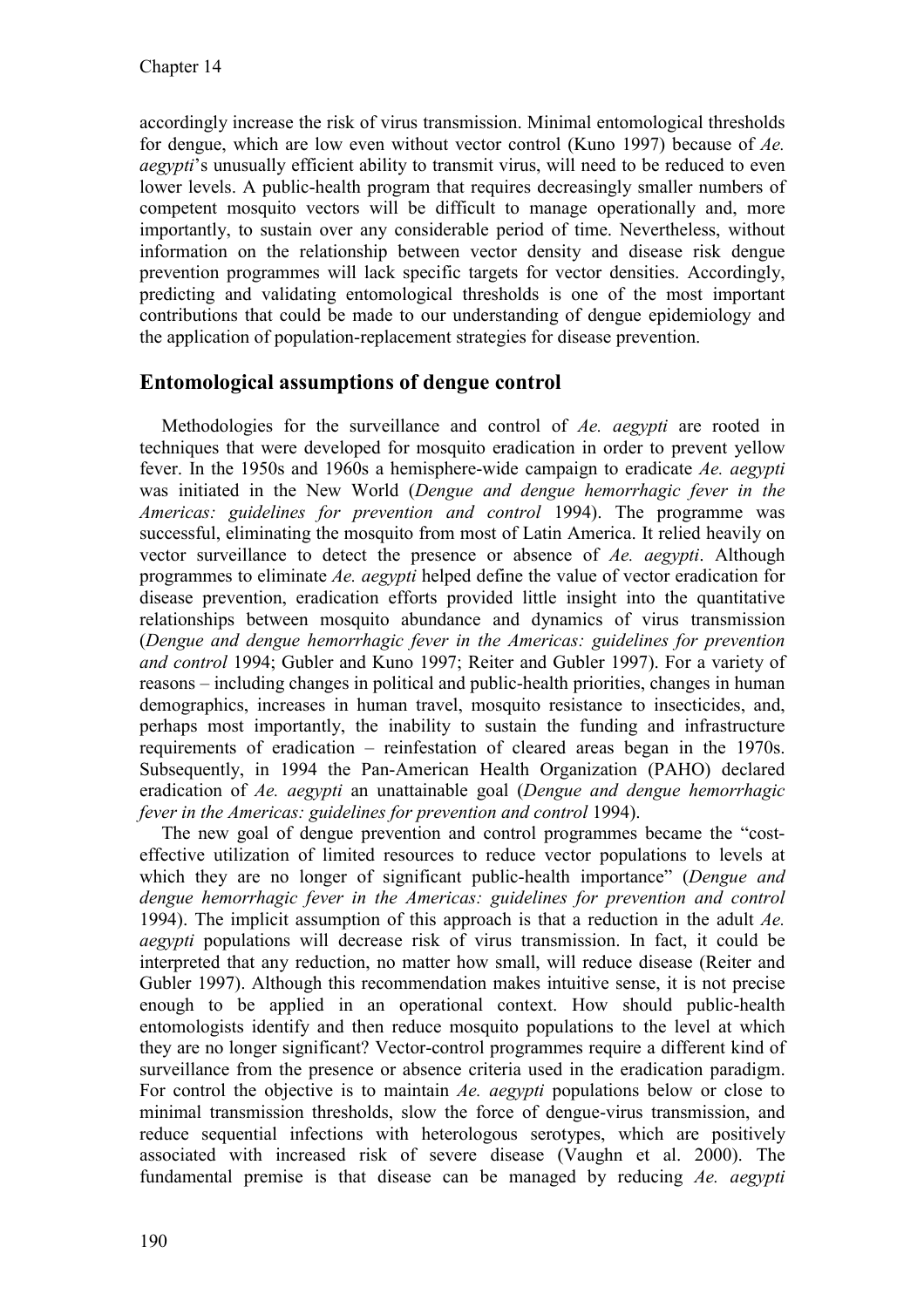accordingly increase the risk of virus transmission. Minimal entomological thresholds for dengue, which are low even without vector control (Kuno 1997) because of *Ae. aegypti*'s unusually efficient ability to transmit virus, will need to be reduced to even lower levels. A public-health program that requires decreasingly smaller numbers of competent mosquito vectors will be difficult to manage operationally and, more importantly, to sustain over any considerable period of time. Nevertheless, without information on the relationship between vector density and disease risk dengue prevention programmes will lack specific targets for vector densities. Accordingly, predicting and validating entomological thresholds is one of the most important contributions that could be made to our understanding of dengue epidemiology and the application of population-replacement strategies for disease prevention.

## Entomological assumptions of dengue control

Methodologies for the surveillance and control of *Ae. aegypti* are rooted in techniques that were developed for mosquito eradication in order to prevent yellow fever. In the 1950s and 1960s a hemisphere-wide campaign to eradicate *Ae. aegypti* was initiated in the New World (*Dengue and dengue hemorrhagic fever in the Americas: guidelines for prevention and control* 1994). The programme was successful, eliminating the mosquito from most of Latin America. It relied heavily on vector surveillance to detect the presence or absence of *Ae. aegypti*. Although programmes to eliminate *Ae. aegypti* helped define the value of vector eradication for disease prevention, eradication efforts provided little insight into the quantitative relationships between mosquito abundance and dynamics of virus transmission (*Dengue and dengue hemorrhagic fever in the Americas: guidelines for prevention and control* 1994; Gubler and Kuno 1997; Reiter and Gubler 1997). For a variety of reasons – including changes in political and public-health priorities, changes in human demographics, increases in human travel, mosquito resistance to insecticides, and, perhaps most importantly, the inability to sustain the funding and infrastructure requirements of eradication – reinfestation of cleared areas began in the 1970s. Subsequently, in 1994 the Pan-American Health Organization (PAHO) declared eradication of *Ae. aegypti* an unattainable goal (*Dengue and dengue hemorrhagic fever in the Americas: guidelines for prevention and control* 1994).

The new goal of dengue prevention and control programmes became the "cost-effective utilization of limited resources to reduce vector populations to levels at which they are no longer of significant public-health importance" (*Dengue and dengue hemorrhagic fever in the Americas: guidelines for prevention and control* 1994). The implicit assumption of this approach is that a reduction in the adult *Ae. aegypti* populations will decrease risk of virus transmission. In fact, it could be interpreted that any reduction, no matter how small, will reduce disease (Reiter and Gubler 1997). Although this recommendation makes intuitive sense, it is not precise enough to be applied in an operational context. How should public-health entomologists identify and then reduce mosquito populations to the level at which they are no longer significant? Vector-control programmes require a different kind of surveillance from the presence or absence criteria used in the eradication paradigm. For control the objective is to maintain *Ae. aegypti* populations below or close to minimal transmission thresholds, slow the force of dengue-virus transmission, and reduce sequential infections with heterologous serotypes, which are positively associated with increased risk of severe disease (Vaughn et al. 2000). The fundamental premise is that disease can be managed by reducing *Ae. aegypti*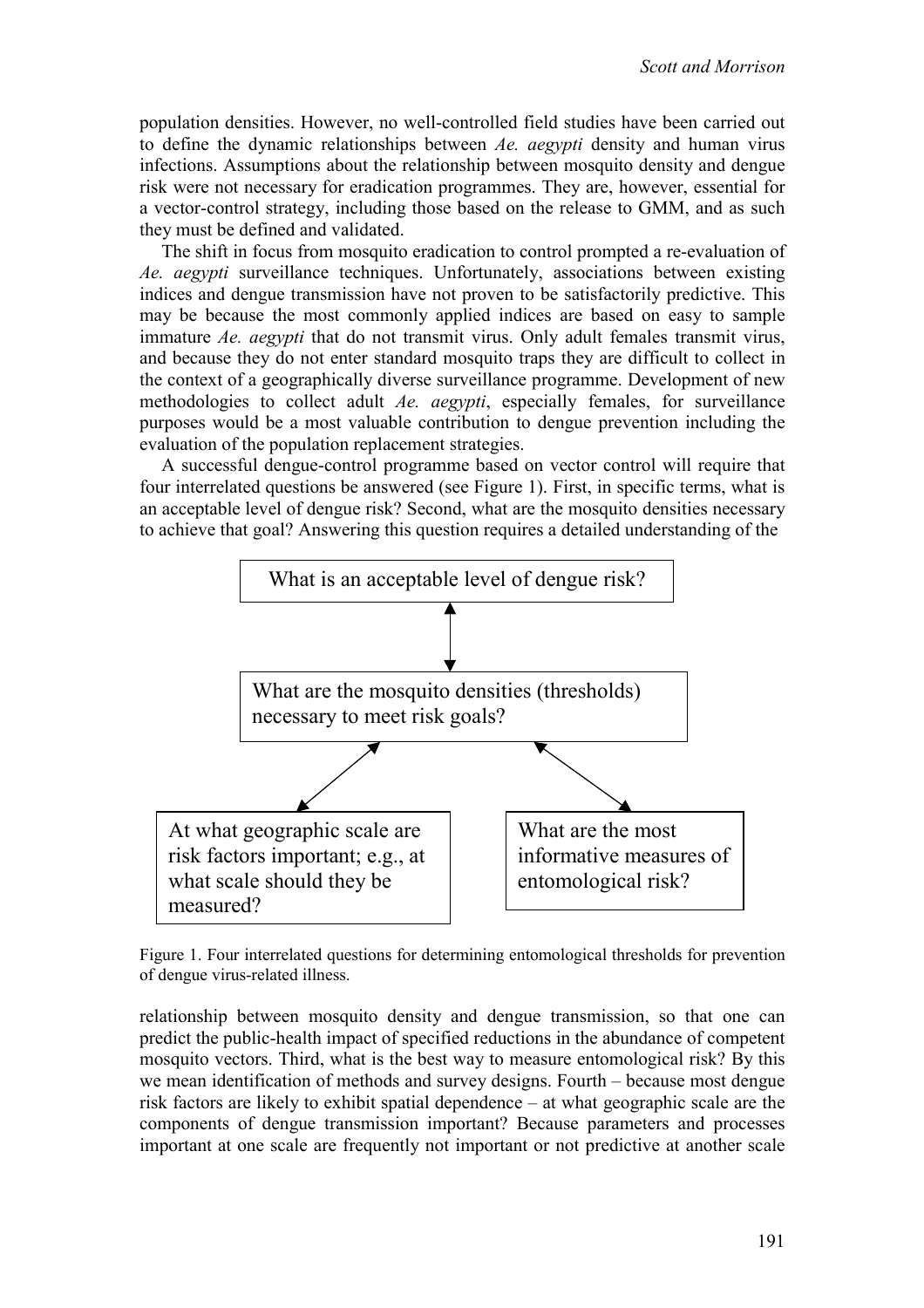population densities. However, no well-controlled field studies have been carried out to define the dynamic relationships between *Ae. aegypti* density and human virus infections. Assumptions about the relationship between mosquito density and dengue risk were not necessary for eradication programmes. They are, however, essential for a vector-control strategy, including those based on the release to GMM, and as such they must be defined and validated.

The shift in focus from mosquito eradication to control prompted a re-evaluation of *Ae. aegypti* surveillance techniques. Unfortunately, associations between existing indices and dengue transmission have not proven to be satisfactorily predictive. This may be because the most commonly applied indices are based on easy to sample immature *Ae. aegypti* that do not transmit virus. Only adult females transmit virus, and because they do not enter standard mosquito traps they are difficult to collect in the context of a geographically diverse surveillance programme. Development of new methodologies to collect adult *Ae. aegypti*, especially females, for surveillance purposes would be a most valuable contribution to dengue prevention including the evaluation of the population replacement strategies.

A successful dengue-control programme based on vector control will require that four interrelated questions be answered (see Figure 1). First, in specific terms, what is an acceptable level of dengue risk? Second, what are the mosquito densities necessary to achieve that goal? Answering this question requires a detailed understanding of the relationship between mosquito density and dengue transmission, so that one can predict the public-health impact of specified reductions in the abundance of competent mosquito vectors. Third, what is the best way to measure entomological risk? By this we mean identification of methods and survey designs. Fourth – because most dengue risk factors are likely to exhibit spatial dependence – at what geographic scale are the components of dengue transmission important? Because parameters and processes important at one scale are frequently not important or not predictive at another scale

What is an acceptable level of dengue risk?

What are the mosquito densities (thresholds) necessary to meet risk goals?

At what geographic scale are risk factors important; e.g., at what scale should they be measured?

What are the most informative measures of entomological risk?

Figure 1. Four interrelated questions for determining entomological thresholds for prevention of dengue virus-related illness.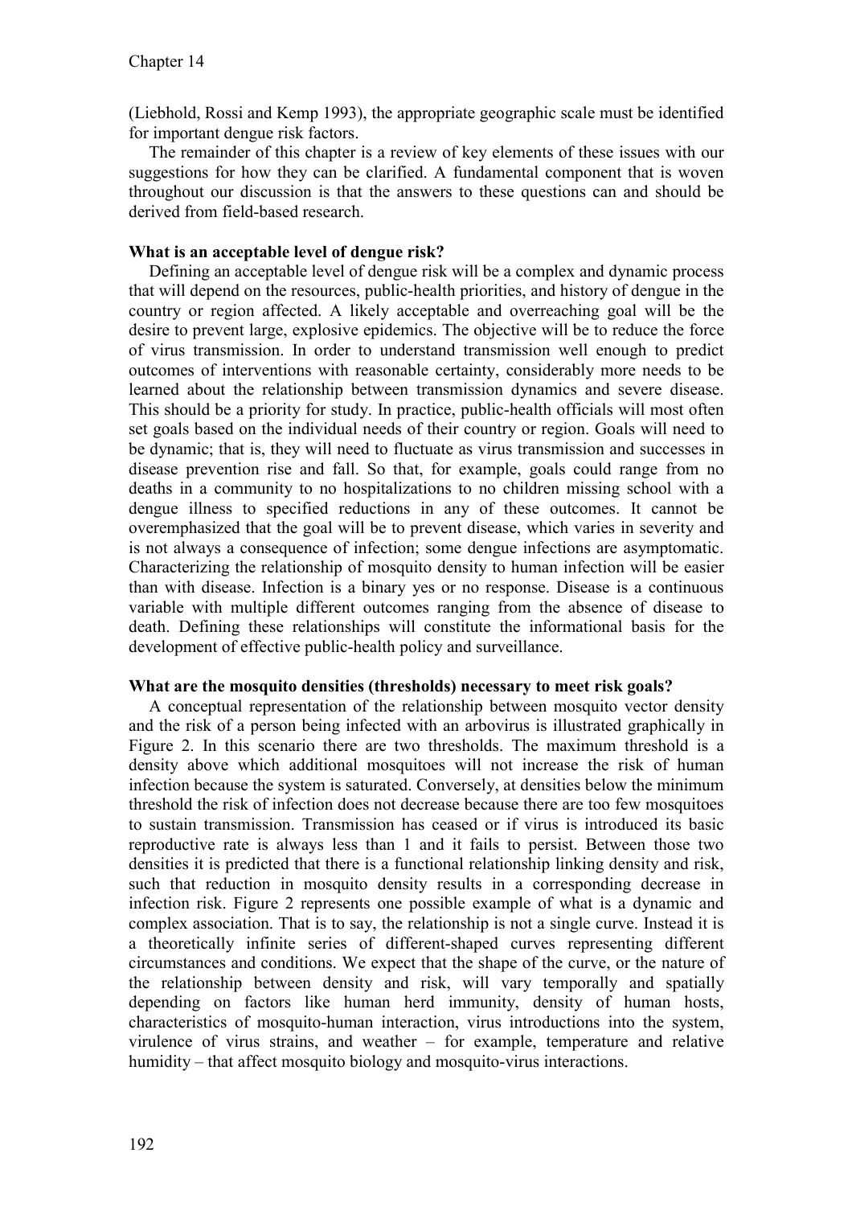(Liebhold, Rossi and Kemp 1993), the appropriate geographic scale must be identified for important dengue risk factors.

The remainder of this chapter is a review of key elements of these issues with our suggestions for how they can be clarified. A fundamental component that is woven throughout our discussion is that the answers to these questions can and should be derived from field-based research.

**What is an acceptable level of dengue risk?**

Defining an acceptable level of dengue risk will be a complex and dynamic process that will depend on the resources, public-health priorities, and history of dengue in the country or region affected. A likely acceptable and overreaching goal will be the desire to prevent large, explosive epidemics. The objective will be to reduce the force of virus transmission. In order to understand transmission well enough to predict outcomes of interventions with reasonable certainty, considerably more needs to be learned about the relationship between transmission dynamics and severe disease. This should be a priority for study. In practice, public-health officials will most often set goals based on the individual needs of their country or region. Goals will need to be dynamic; that is, they will need to fluctuate as virus transmission and successes in disease prevention rise and fall. So that, for example, goals could range from no deaths in a community to no hospitalizations to no children missing school with a dengue illness to specified reductions in any of these outcomes. It cannot be overemphasized that the goal will be to prevent disease, which varies in severity and is not always a consequence of infection; some dengue infections are asymptomatic. Characterizing the relationship of mosquito density to human infection will be easier than with disease. Infection is a binary yes or no response. Disease is a continuous variable with multiple different outcomes ranging from the absence of disease to death. Defining these relationships will constitute the informational basis for the development of effective public-health policy and surveillance.

**What are the mosquito densities (thresholds) necessary to meet risk goals?**

A conceptual representation of the relationship between mosquito vector density and the risk of a person being infected with an arbovirus is illustrated graphically in Figure 2. In this scenario there are two thresholds. The maximum threshold is a density above which additional mosquitoes will not increase the risk of human infection because the system is saturated. Conversely, at densities below the minimum threshold the risk of infection does not decrease because there are too few mosquitoes to sustain transmission. Transmission has ceased or if virus is introduced its basic reproductive rate is always less than 1 and it fails to persist. Between those two densities it is predicted that there is a functional relationship linking density and risk, such that reduction in mosquito density results in a corresponding decrease in infection risk. Figure 2 represents one possible example of what is a dynamic and complex association. That is to say, the relationship is not a single curve. Instead it is a theoretically infinite series of different-shaped curves representing different circumstances and conditions. We expect that the shape of the curve, or the nature of the relationship between density and risk, will vary temporally and spatially depending on factors like human herd immunity, density of human hosts, characteristics of mosquito-human interaction, virus introductions into the system, virulence of virus strains, and weather – for example, temperature and relative humidity – that affect mosquito biology and mosquito-virus interactions.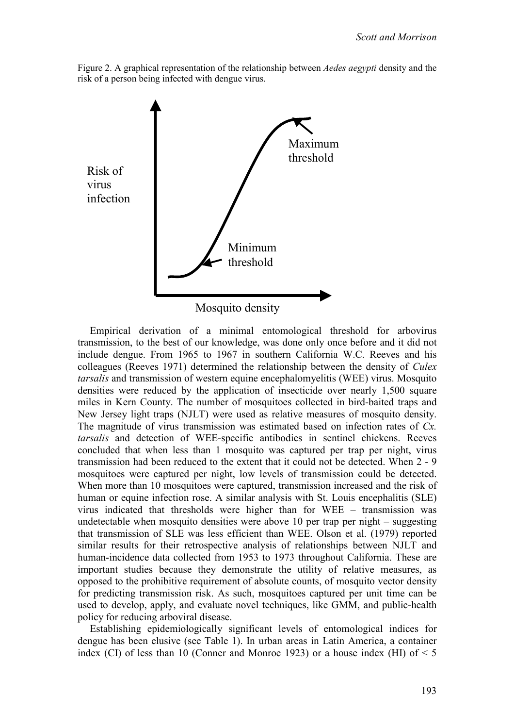Figure 2. A graphical representation of the relationship between *Aedes aegypti* density and the risk of a person being infected with dengue virus.

Risk of virus infection

Maximum threshold

Minimum threshold

Mosquito density

Empirical derivation of a minimal entomological threshold for arbovirus transmission, to the best of our knowledge, was done only once before and it did not include dengue. From 1965 to 1967 in southern California W.C. Reeves and his colleagues (Reeves 1971) determined the relationship between the density of *Culex tarsalis* and transmission of western equine encephalomyelitis (WEE) virus. Mosquito densities were reduced by the application of insecticide over nearly 1,500 square miles in Kern County. The number of mosquitoes collected in bird-baited traps and New Jersey light traps (NJLT) were used as relative measures of mosquito density. The magnitude of virus transmission was estimated based on infection rates of *Cx. tarsalis* and detection of WEE-specific antibodies in sentinel chickens. Reeves concluded that when less than 1 mosquito was captured per trap per night, virus transmission had been reduced to the extent that it could not be detected. When 2 - 9 mosquitoes were captured per night, low levels of transmission could be detected. When more than 10 mosquitoes were captured, transmission increased and the risk of human or equine infection rose. A similar analysis with St. Louis encephalitis (SLE) virus indicated that thresholds were higher than for WEE – transmission was undetectable when mosquito densities were above 10 per trap per night – suggesting that transmission of SLE was less efficient than WEE. Olson et al. (1979) reported similar results for their retrospective analysis of relationships between NJLT and human-incidence data collected from 1953 to 1973 throughout California. These are important studies because they demonstrate the utility of relative measures, as opposed to the prohibitive requirement of absolute counts, of mosquito vector density for predicting transmission risk. As such, mosquitoes captured per unit time can be used to develop, apply, and evaluate novel techniques, like GMM, and public-health policy for reducing arboviral disease.

Establishing epidemiologically significant levels of entomological indices for dengue has been elusive (see Table 1). In urban areas in Latin America, a container index (CI) of less than 10 (Conner and Monroe 1923) or a house index (HI) of < 5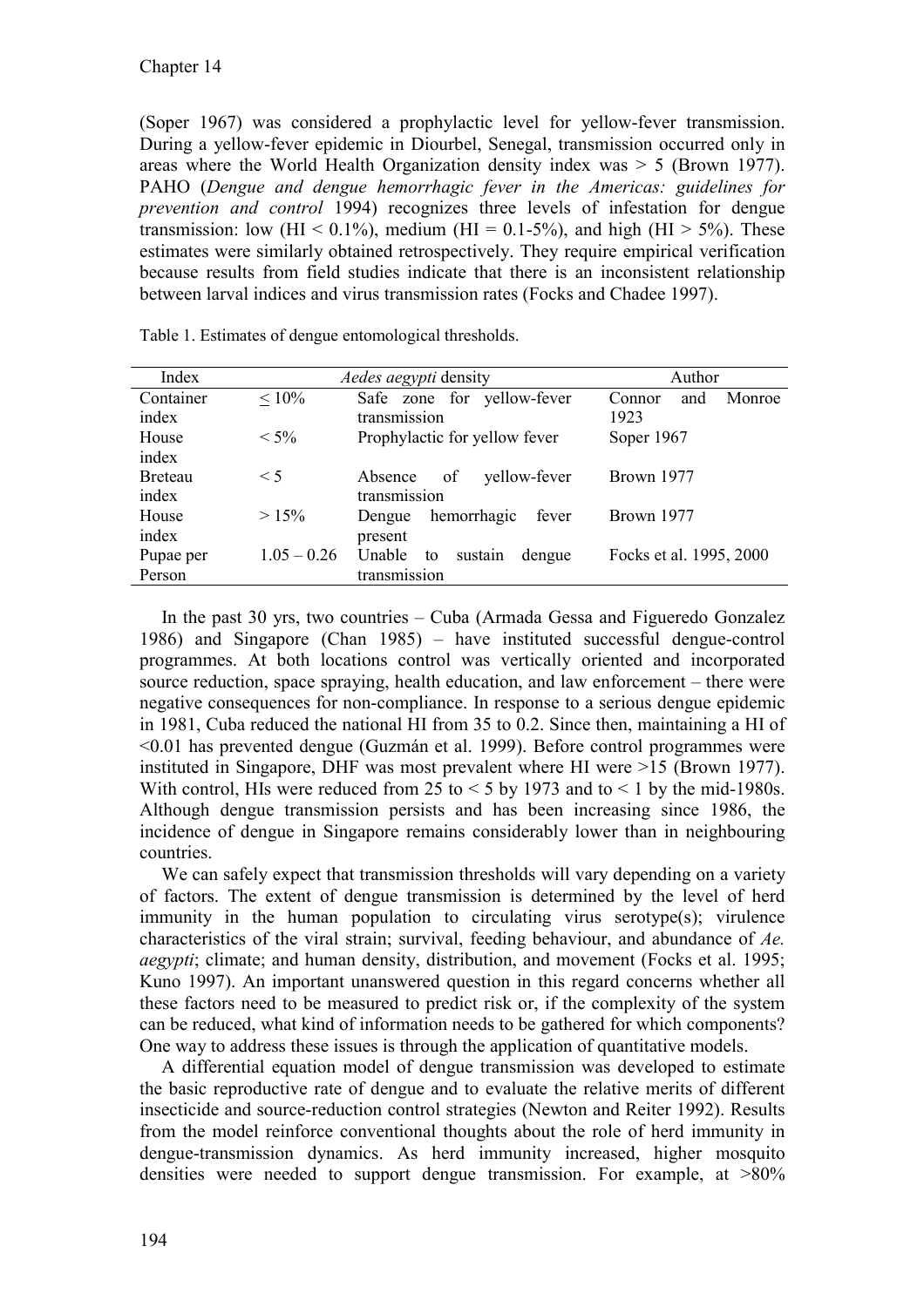(Soper 1967) was considered a prophylactic level for yellow-fever transmission. During a yellow-fever epidemic in Diourbel, Senegal, transmission occurred only in areas where the World Health Organization density index was > 5 (Brown 1977). PAHO (*Dengue and dengue hemorrhagic fever in the Americas: guidelines for prevention and control* 1994) recognizes three levels of infestation for dengue transmission: low (HI < 0.1%), medium (HI = 0.1-5%), and high (HI > 5%). These estimates were similarly obtained retrospectively. They require empirical verification because results from field studies indicate that there is an inconsistent relationship between larval indices and virus transmission rates (Focks and Chadee 1997).

Table 1. Estimates of dengue entomological thresholds.

| Index | *Aedes aegypti* density | | Author |
|---|---|---|---|
| Container index | ≤ 10% | Safe zone for yellow-fever transmission | Connor and Monroe 1923 |
| House index | < 5% | Prophylactic for yellow fever | Soper 1967 |
| Breteau index | < 5 | Absence of yellow-fever transmission | Brown 1977 |
| House index | > 15% | Dengue hemorrhagic fever present | Brown 1977 |
| Pupae per Person | 1.05 – 0.26 | Unable to sustain dengue transmission | Focks et al. 1995, 2000 |

In the past 30 yrs, two countries – Cuba (Armada Gessa and Figueredo Gonzalez 1986) and Singapore (Chan 1985) – have instituted successful dengue-control programmes. At both locations control was vertically oriented and incorporated source reduction, space spraying, health education, and law enforcement – there were negative consequences for non-compliance. In response to a serious dengue epidemic in 1981, Cuba reduced the national HI from 35 to 0.2. Since then, maintaining a HI of <0.01 has prevented dengue (Guzmán et al. 1999). Before control programmes were instituted in Singapore, DHF was most prevalent where HI were >15 (Brown 1977). With control, HIs were reduced from 25 to < 5 by 1973 and to < 1 by the mid-1980s. Although dengue transmission persists and has been increasing since 1986, the incidence of dengue in Singapore remains considerably lower than in neighbouring countries.

We can safely expect that transmission thresholds will vary depending on a variety of factors. The extent of dengue transmission is determined by the level of herd immunity in the human population to circulating virus serotype(s); virulence characteristics of the viral strain; survival, feeding behaviour, and abundance of *Ae. aegypti*; climate; and human density, distribution, and movement (Focks et al. 1995; Kuno 1997). An important unanswered question in this regard concerns whether all these factors need to be measured to predict risk or, if the complexity of the system can be reduced, what kind of information needs to be gathered for which components? One way to address these issues is through the application of quantitative models.

A differential equation model of dengue transmission was developed to estimate the basic reproductive rate of dengue and to evaluate the relative merits of different insecticide and source-reduction control strategies (Newton and Reiter 1992). Results from the model reinforce conventional thoughts about the role of herd immunity in dengue-transmission dynamics. As herd immunity increased, higher mosquito densities were needed to support dengue transmission. For example, at >80%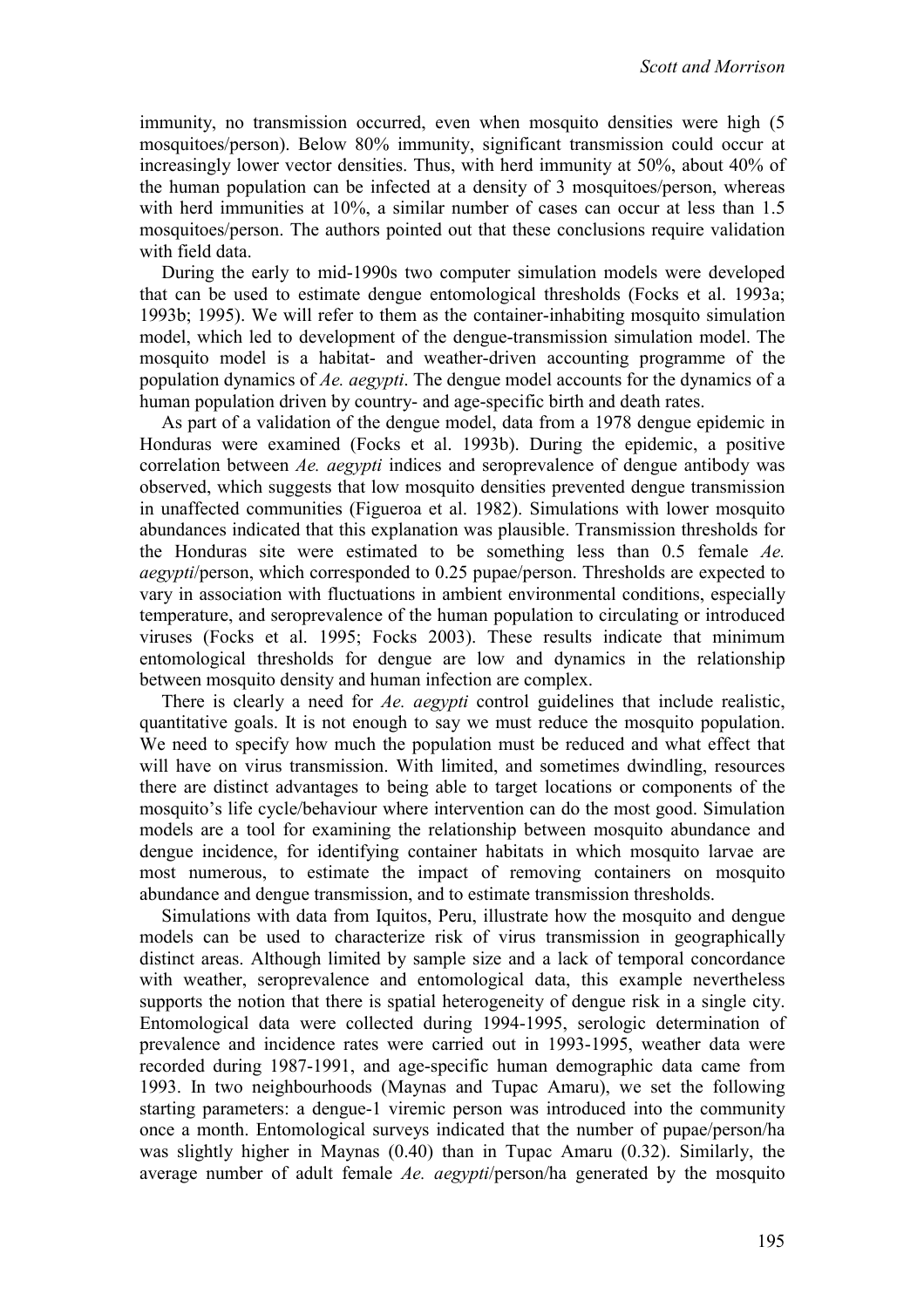immunity, no transmission occurred, even when mosquito densities were high (5 mosquitoes/person). Below 80% immunity, significant transmission could occur at increasingly lower vector densities. Thus, with herd immunity at 50%, about 40% of the human population can be infected at a density of 3 mosquitoes/person, whereas with herd immunities at 10%, a similar number of cases can occur at less than 1.5 mosquitoes/person. The authors pointed out that these conclusions require validation with field data.

During the early to mid-1990s two computer simulation models were developed that can be used to estimate dengue entomological thresholds (Focks et al. 1993a; 1993b; 1995). We will refer to them as the container-inhabiting mosquito simulation model, which led to development of the dengue-transmission simulation model. The mosquito model is a habitat- and weather-driven accounting programme of the population dynamics of *Ae. aegypti*. The dengue model accounts for the dynamics of a human population driven by country- and age-specific birth and death rates.

As part of a validation of the dengue model, data from a 1978 dengue epidemic in Honduras were examined (Focks et al. 1993b). During the epidemic, a positive correlation between *Ae. aegypti* indices and seroprevalence of dengue antibody was observed, which suggests that low mosquito densities prevented dengue transmission in unaffected communities (Figueroa et al. 1982). Simulations with lower mosquito abundances indicated that this explanation was plausible. Transmission thresholds for the Honduras site were estimated to be something less than 0.5 female *Ae. aegypti*/person, which corresponded to 0.25 pupae/person. Thresholds are expected to vary in association with fluctuations in ambient environmental conditions, especially temperature, and seroprevalence of the human population to circulating or introduced viruses (Focks et al. 1995; Focks 2003). These results indicate that minimum entomological thresholds for dengue are low and dynamics in the relationship between mosquito density and human infection are complex.

There is clearly a need for *Ae. aegypti* control guidelines that include realistic, quantitative goals. It is not enough to say we must reduce the mosquito population. We need to specify how much the population must be reduced and what effect that will have on virus transmission. With limited, and sometimes dwindling, resources there are distinct advantages to being able to target locations or components of the mosquito's life cycle/behaviour where intervention can do the most good. Simulation models are a tool for examining the relationship between mosquito abundance and dengue incidence, for identifying container habitats in which mosquito larvae are most numerous, to estimate the impact of removing containers on mosquito abundance and dengue transmission, and to estimate transmission thresholds.

Simulations with data from Iquitos, Peru, illustrate how the mosquito and dengue models can be used to characterize risk of virus transmission in geographically distinct areas. Although limited by sample size and a lack of temporal concordance with weather, seroprevalence and entomological data, this example nevertheless supports the notion that there is spatial heterogeneity of dengue risk in a single city. Entomological data were collected during 1994-1995, serologic determination of prevalence and incidence rates were carried out in 1993-1995, weather data were recorded during 1987-1991, and age-specific human demographic data came from 1993. In two neighbourhoods (Maynas and Tupac Amaru), we set the following starting parameters: a dengue-1 viremic person was introduced into the community once a month. Entomological surveys indicated that the number of pupae/person/ha was slightly higher in Maynas (0.40) than in Tupac Amaru (0.32). Similarly, the average number of adult female *Ae. aegypti*/person/ha generated by the mosquito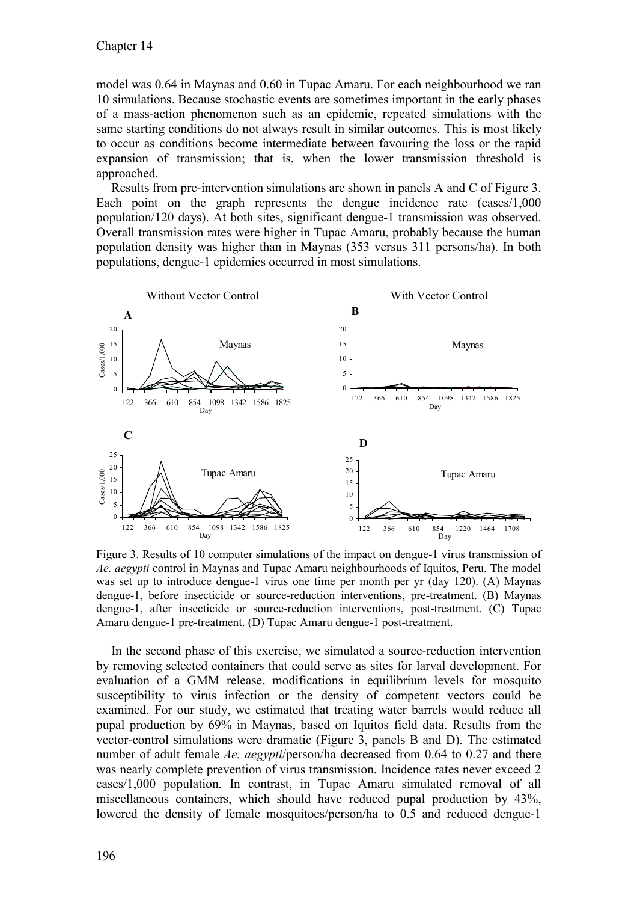model was 0.64 in Maynas and 0.60 in Tupac Amaru. For each neighbourhood we ran 10 simulations. Because stochastic events are sometimes important in the early phases of a mass-action phenomenon such as an epidemic, repeated simulations with the same starting conditions do not always result in similar outcomes. This is most likely to occur as conditions become intermediate between favouring the loss or the rapid expansion of transmission; that is, when the lower transmission threshold is approached.

Results from pre-intervention simulations are shown in panels A and C of Figure 3. Each point on the graph represents the dengue incidence rate (cases/1,000 population/120 days). At both sites, significant dengue-1 transmission was observed. Overall transmission rates were higher in Tupac Amaru, probably because the human population density was higher than in Maynas (353 versus 311 persons/ha). In both populations, dengue-1 epidemics occurred in most simulations.

Without Vector Control

With Vector Control

A

Maynas

Cases/1,000

0 5 10 15 20

122 366 610 854 1098 1342 1586 1825

Day

B

Maynas

0 5 10 15 20

122 366 610 854 1098 1342 1586 1825

Day

C

Tupac Amaru

Cases/1,000

0 5 10 15 20 25

122 366 610 854 1098 1342 1586 1825

Day

D

Tupac Amaru

0 5 10 15 20 25

122 366 610 854 1220 1464 1708

Day

Figure 3. Results of 10 computer simulations of the impact on dengue-1 virus transmission of *Ae. aegypti* control in Maynas and Tupac Amaru neighbourhoods of Iquitos, Peru. The model was set up to introduce dengue-1 virus one time per month per yr (day 120). (A) Maynas dengue-1, before insecticide or source-reduction interventions, pre-treatment. (B) Maynas dengue-1, after insecticide or source-reduction interventions, post-treatment. (C) Tupac Amaru dengue-1 pre-treatment. (D) Tupac Amaru dengue-1 post-treatment.

In the second phase of this exercise, we simulated a source-reduction intervention by removing selected containers that could serve as sites for larval development. For evaluation of a GMM release, modifications in equilibrium levels for mosquito susceptibility to virus infection or the density of competent vectors could be examined. For our study, we estimated that treating water barrels would reduce all pupal production by 69% in Maynas, based on Iquitos field data. Results from the vector-control simulations were dramatic (Figure 3, panels B and D). The estimated number of adult female *Ae. aegypti*/person/ha decreased from 0.64 to 0.27 and there was nearly complete prevention of virus transmission. Incidence rates never exceed 2 cases/1,000 population. In contrast, in Tupac Amaru simulated removal of all miscellaneous containers, which should have reduced pupal production by 43%, lowered the density of female mosquitoes/person/ha to 0.5 and reduced dengue-1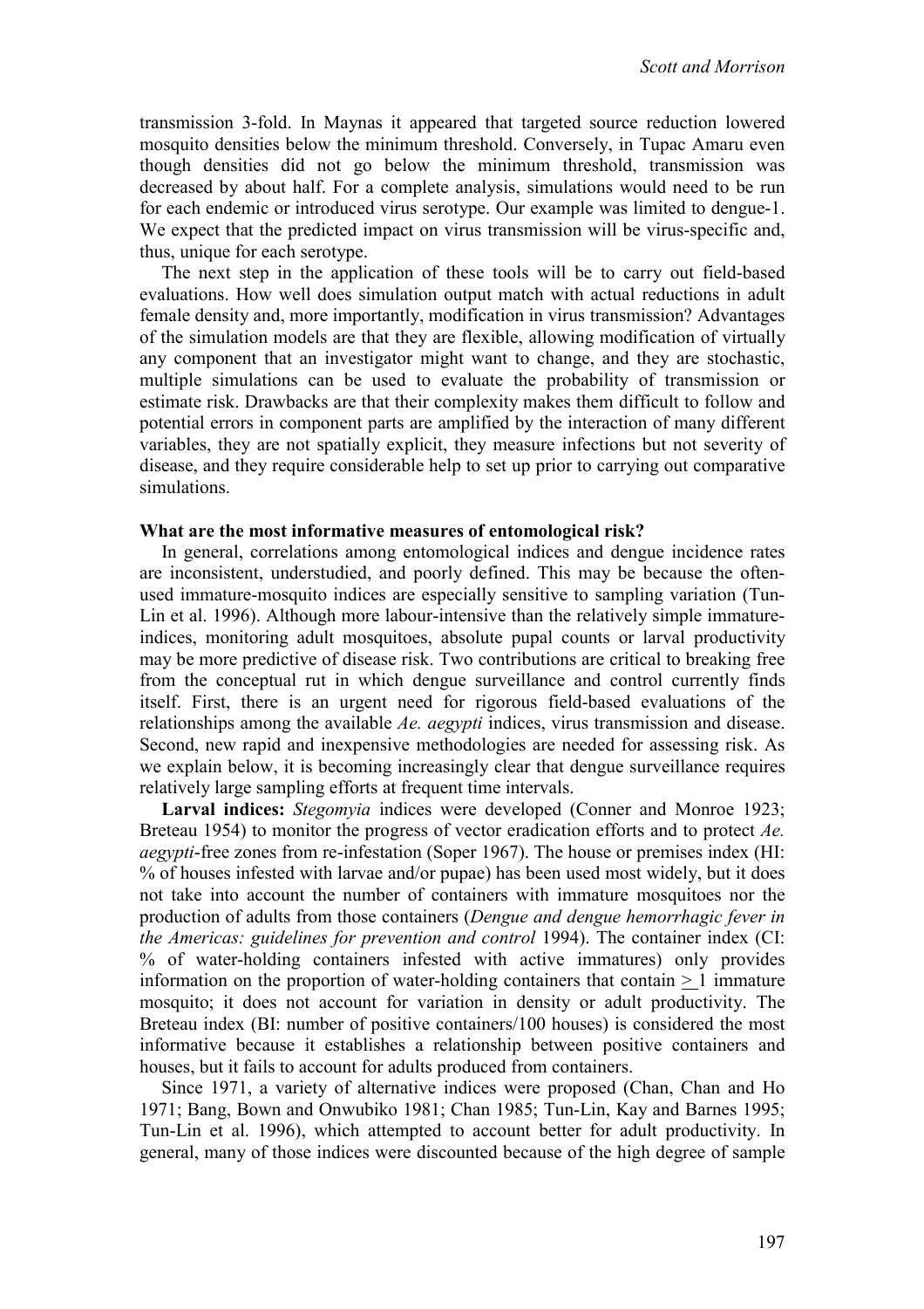transmission 3-fold. In Maynas it appeared that targeted source reduction lowered mosquito densities below the minimum threshold. Conversely, in Tupac Amaru even though densities did not go below the minimum threshold, transmission was decreased by about half. For a complete analysis, simulations would need to be run for each endemic or introduced virus serotype. Our example was limited to dengue-1. We expect that the predicted impact on virus transmission will be virus-specific and, thus, unique for each serotype.

The next step in the application of these tools will be to carry out field-based evaluations. How well does simulation output match with actual reductions in adult female density and, more importantly, modification in virus transmission? Advantages of the simulation models are that they are flexible, allowing modification of virtually any component that an investigator might want to change, and they are stochastic, multiple simulations can be used to evaluate the probability of transmission or estimate risk. Drawbacks are that their complexity makes them difficult to follow and potential errors in component parts are amplified by the interaction of many different variables, they are not spatially explicit, they measure infections but not severity of disease, and they require considerable help to set up prior to carrying out comparative simulations.

### What are the most informative measures of entomological risk?

In general, correlations among entomological indices and dengue incidence rates are inconsistent, understudied, and poorly defined. This may be because the often-used immature-mosquito indices are especially sensitive to sampling variation (Tun-Lin et al. 1996). Although more labour-intensive than the relatively simple immature-indices, monitoring adult mosquitoes, absolute pupal counts or larval productivity may be more predictive of disease risk. Two contributions are critical to breaking free from the conceptual rut in which dengue surveillance and control currently finds itself. First, there is an urgent need for rigorous field-based evaluations of the relationships among the available *Ae. aegypti* indices, virus transmission and disease. Second, new rapid and inexpensive methodologies are needed for assessing risk. As we explain below, it is becoming increasingly clear that dengue surveillance requires relatively large sampling efforts at frequent time intervals.

**Larval indices:** *Stegomyia* indices were developed (Conner and Monroe 1923; Breteau 1954) to monitor the progress of vector eradication efforts and to protect *Ae. aegypti*-free zones from re-infestation (Soper 1967). The house or premises index (HI: % of houses infested with larvae and/or pupae) has been used most widely, but it does not take into account the number of containers with immature mosquitoes nor the production of adults from those containers (*Dengue and dengue hemorrhagic fever in the Americas: guidelines for prevention and control* 1994). The container index (CI: % of water-holding containers infested with active immatures) only provides information on the proportion of water-holding containers that contain $\geq 1$ immature mosquito; it does not account for variation in density or adult productivity. The Breteau index (BI: number of positive containers/100 houses) is considered the most informative because it establishes a relationship between positive containers and houses, but it fails to account for adults produced from containers.

Since 1971, a variety of alternative indices were proposed (Chan, Chan and Ho 1971; Bang, Bown and Onwubiko 1981; Chan 1985; Tun-Lin, Kay and Barnes 1995; Tun-Lin et al. 1996), which attempted to account better for adult productivity. In general, many of those indices were discounted because of the high degree of sample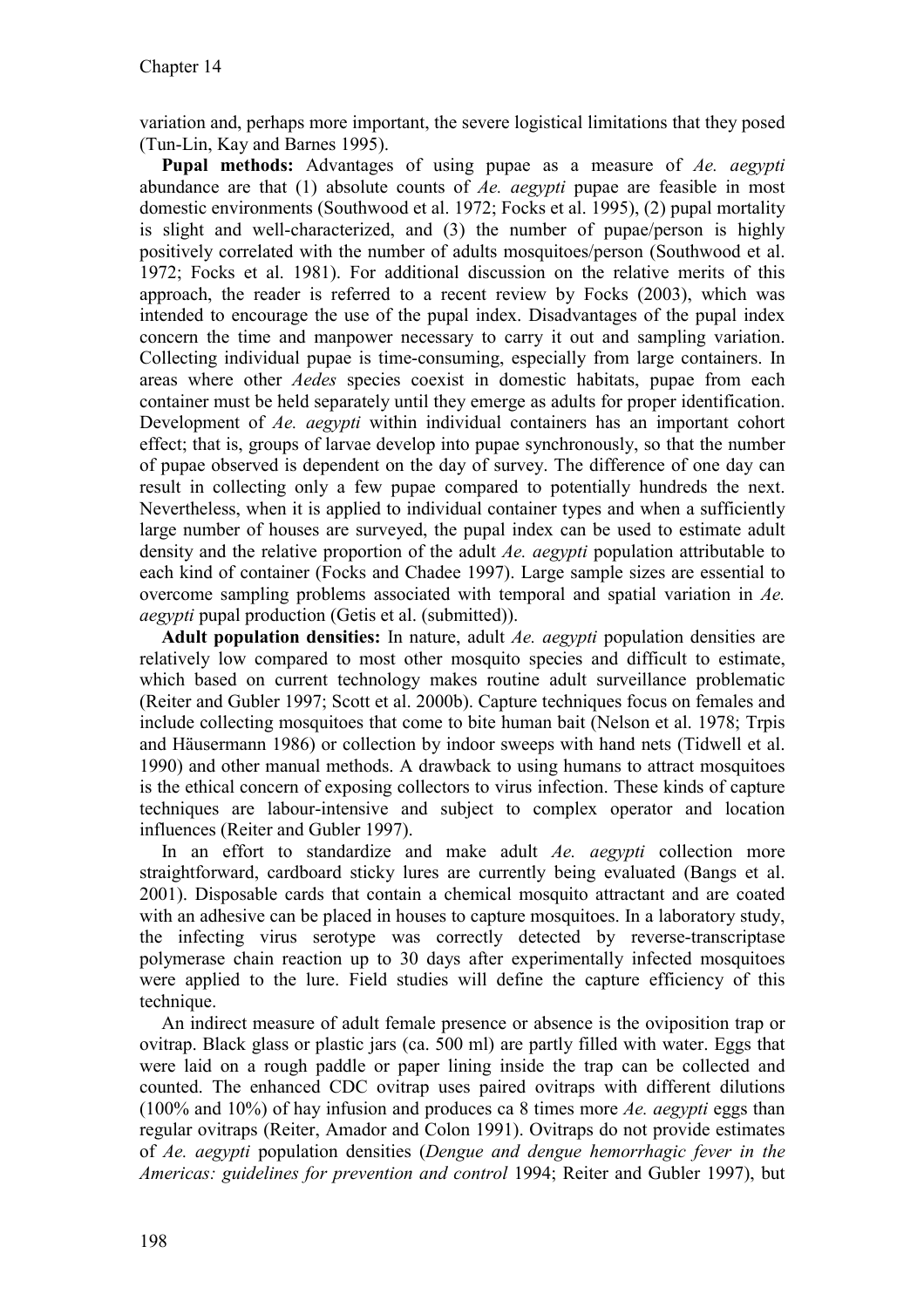variation and, perhaps more important, the severe logistical limitations that they posed (Tun-Lin, Kay and Barnes 1995).

**Pupal methods:** Advantages of using pupae as a measure of *Ae. aegypti* abundance are that (1) absolute counts of *Ae. aegypti* pupae are feasible in most domestic environments (Southwood et al. 1972; Focks et al. 1995), (2) pupal mortality is slight and well-characterized, and (3) the number of pupae/person is highly positively correlated with the number of adults mosquitoes/person (Southwood et al. 1972; Focks et al. 1981). For additional discussion on the relative merits of this approach, the reader is referred to a recent review by Focks (2003), which was intended to encourage the use of the pupal index. Disadvantages of the pupal index concern the time and manpower necessary to carry it out and sampling variation. Collecting individual pupae is time-consuming, especially from large containers. In areas where other *Aedes* species coexist in domestic habitats, pupae from each container must be held separately until they emerge as adults for proper identification. Development of *Ae. aegypti* within individual containers has an important cohort effect; that is, groups of larvae develop into pupae synchronously, so that the number of pupae observed is dependent on the day of survey. The difference of one day can result in collecting only a few pupae compared to potentially hundreds the next. Nevertheless, when it is applied to individual container types and when a sufficiently large number of houses are surveyed, the pupal index can be used to estimate adult density and the relative proportion of the adult *Ae. aegypti* population attributable to each kind of container (Focks and Chadee 1997). Large sample sizes are essential to overcome sampling problems associated with temporal and spatial variation in *Ae. aegypti* pupal production (Getis et al. (submitted)).

**Adult population densities:** In nature, adult *Ae. aegypti* population densities are relatively low compared to most other mosquito species and difficult to estimate, which based on current technology makes routine adult surveillance problematic (Reiter and Gubler 1997; Scott et al. 2000b). Capture techniques focus on females and include collecting mosquitoes that come to bite human bait (Nelson et al. 1978; Trpis and Häusermann 1986) or collection by indoor sweeps with hand nets (Tidwell et al. 1990) and other manual methods. A drawback to using humans to attract mosquitoes is the ethical concern of exposing collectors to virus infection. These kinds of capture techniques are labour-intensive and subject to complex operator and location influences (Reiter and Gubler 1997).

In an effort to standardize and make adult *Ae. aegypti* collection more straightforward, cardboard sticky lures are currently being evaluated (Bangs et al. 2001). Disposable cards that contain a chemical mosquito attractant and are coated with an adhesive can be placed in houses to capture mosquitoes. In a laboratory study, the infecting virus serotype was correctly detected by reverse-transcriptase polymerase chain reaction up to 30 days after experimentally infected mosquitoes were applied to the lure. Field studies will define the capture efficiency of this technique.

An indirect measure of adult female presence or absence is the oviposition trap or ovitrap. Black glass or plastic jars (ca. 500 ml) are partly filled with water. Eggs that were laid on a rough paddle or paper lining inside the trap can be collected and counted. The enhanced CDC ovitrap uses paired ovitraps with different dilutions (100% and 10%) of hay infusion and produces ca 8 times more *Ae. aegypti* eggs than regular ovitraps (Reiter, Amador and Colon 1991). Ovitraps do not provide estimates of *Ae. aegypti* population densities (*Dengue and dengue hemorrhagic fever in the Americas: guidelines for prevention and control* 1994; Reiter and Gubler 1997), but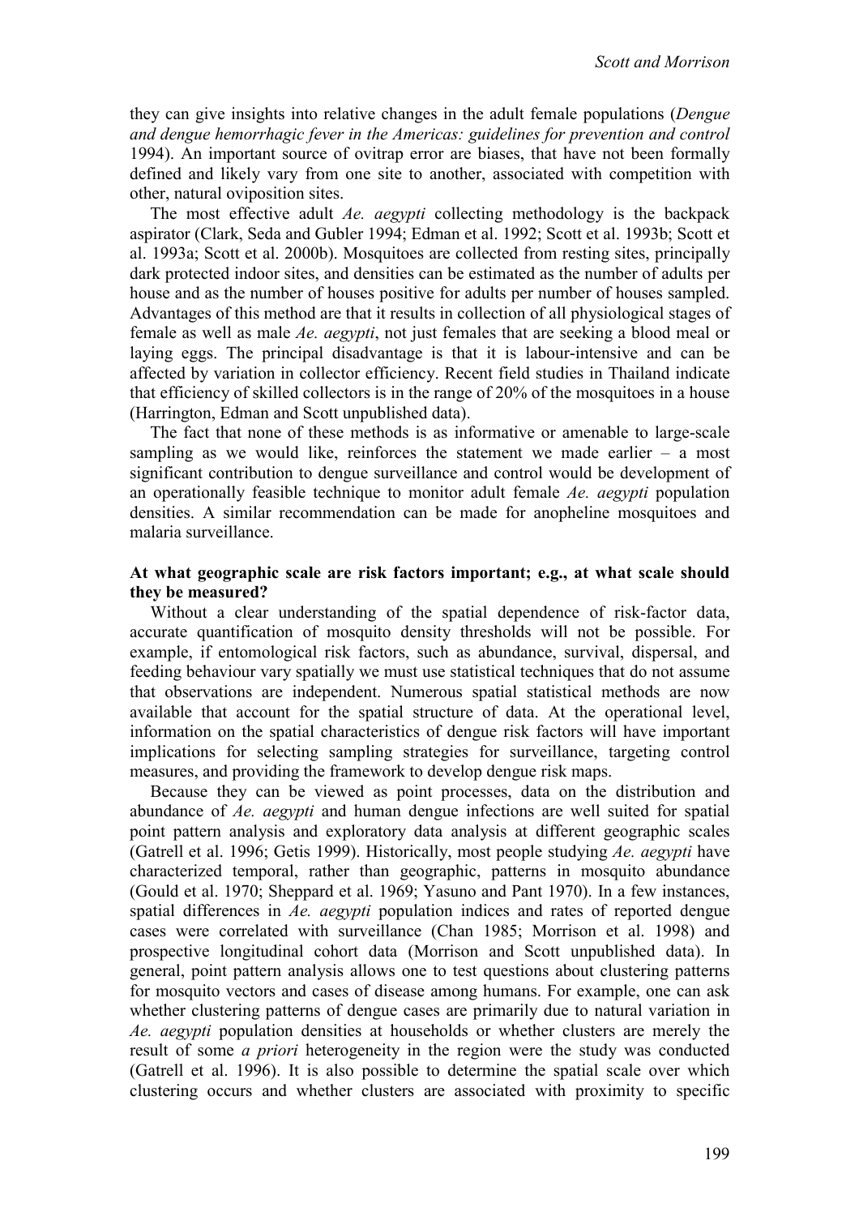they can give insights into relative changes in the adult female populations (*Dengue and dengue hemorrhagic fever in the Americas: guidelines for prevention and control* 1994). An important source of ovitrap error are biases, that have not been formally defined and likely vary from one site to another, associated with competition with other, natural oviposition sites.

The most effective adult *Ae. aegypti* collecting methodology is the backpack aspirator (Clark, Seda and Gubler 1994; Edman et al. 1992; Scott et al. 1993b; Scott et al. 1993a; Scott et al. 2000b). Mosquitoes are collected from resting sites, principally dark protected indoor sites, and densities can be estimated as the number of adults per house and as the number of houses positive for adults per number of houses sampled. Advantages of this method are that it results in collection of all physiological stages of female as well as male *Ae. aegypti*, not just females that are seeking a blood meal or laying eggs. The principal disadvantage is that it is labour-intensive and can be affected by variation in collector efficiency. Recent field studies in Thailand indicate that efficiency of skilled collectors is in the range of 20% of the mosquitoes in a house (Harrington, Edman and Scott unpublished data).

The fact that none of these methods is as informative or amenable to large-scale sampling as we would like, reinforces the statement we made earlier – a most significant contribution to dengue surveillance and control would be development of an operationally feasible technique to monitor adult female *Ae. aegypti* population densities. A similar recommendation can be made for anopheline mosquitoes and malaria surveillance.

**At what geographic scale are risk factors important; e.g., at what scale should they be measured?**

Without a clear understanding of the spatial dependence of risk-factor data, accurate quantification of mosquito density thresholds will not be possible. For example, if entomological risk factors, such as abundance, survival, dispersal, and feeding behaviour vary spatially we must use statistical techniques that do not assume that observations are independent. Numerous spatial statistical methods are now available that account for the spatial structure of data. At the operational level, information on the spatial characteristics of dengue risk factors will have important implications for selecting sampling strategies for surveillance, targeting control measures, and providing the framework to develop dengue risk maps.

Because they can be viewed as point processes, data on the distribution and abundance of *Ae. aegypti* and human dengue infections are well suited for spatial point pattern analysis and exploratory data analysis at different geographic scales (Gatrell et al. 1996; Getis 1999). Historically, most people studying *Ae. aegypti* have characterized temporal, rather than geographic, patterns in mosquito abundance (Gould et al. 1970; Sheppard et al. 1969; Yasuno and Pant 1970). In a few instances, spatial differences in *Ae. aegypti* population indices and rates of reported dengue cases were correlated with surveillance (Chan 1985; Morrison et al. 1998) and prospective longitudinal cohort data (Morrison and Scott unpublished data). In general, point pattern analysis allows one to test questions about clustering patterns for mosquito vectors and cases of disease among humans. For example, one can ask whether clustering patterns of dengue cases are primarily due to natural variation in *Ae. aegypti* population densities at households or whether clusters are merely the result of some *a priori* heterogeneity in the region were the study was conducted (Gatrell et al. 1996). It is also possible to determine the spatial scale over which clustering occurs and whether clusters are associated with proximity to specific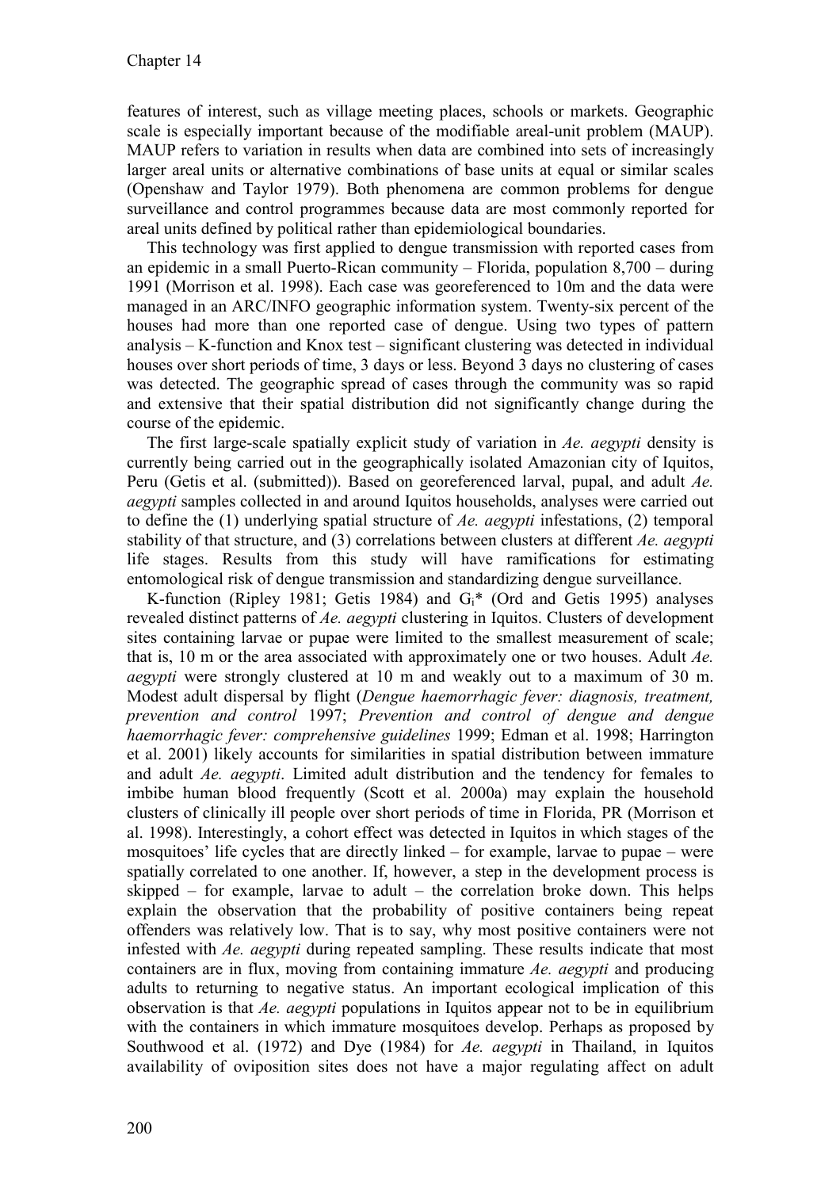features of interest, such as village meeting places, schools or markets. Geographic scale is especially important because of the modifiable areal-unit problem (MAUP). MAUP refers to variation in results when data are combined into sets of increasingly larger areal units or alternative combinations of base units at equal or similar scales (Openshaw and Taylor 1979). Both phenomena are common problems for dengue surveillance and control programmes because data are most commonly reported for areal units defined by political rather than epidemiological boundaries.

This technology was first applied to dengue transmission with reported cases from an epidemic in a small Puerto-Rican community – Florida, population 8,700 – during 1991 (Morrison et al. 1998). Each case was georeferenced to 10m and the data were managed in an ARC/INFO geographic information system. Twenty-six percent of the houses had more than one reported case of dengue. Using two types of pattern analysis – K-function and Knox test – significant clustering was detected in individual houses over short periods of time, 3 days or less. Beyond 3 days no clustering of cases was detected. The geographic spread of cases through the community was so rapid and extensive that their spatial distribution did not significantly change during the course of the epidemic.

The first large-scale spatially explicit study of variation in *Ae. aegypti* density is currently being carried out in the geographically isolated Amazonian city of Iquitos, Peru (Getis et al. (submitted)). Based on georeferenced larval, pupal, and adult *Ae. aegypti* samples collected in and around Iquitos households, analyses were carried out to define the (1) underlying spatial structure of *Ae. aegypti* infestations, (2) temporal stability of that structure, and (3) correlations between clusters at different *Ae. aegypti* life stages. Results from this study will have ramifications for estimating entomological risk of dengue transmission and standardizing dengue surveillance.

K-function (Ripley 1981; Getis 1984) and $G_i$* (Ord and Getis 1995) analyses revealed distinct patterns of *Ae. aegypti* clustering in Iquitos. Clusters of development sites containing larvae or pupae were limited to the smallest measurement of scale; that is, 10 m or the area associated with approximately one or two houses. Adult *Ae. aegypti* were strongly clustered at 10 m and weakly out to a maximum of 30 m. Modest adult dispersal by flight (*Dengue haemorrhagic fever: diagnosis, treatment, prevention and control* 1997; *Prevention and control of dengue and dengue haemorrhagic fever: comprehensive guidelines* 1999; Edman et al. 1998; Harrington et al. 2001) likely accounts for similarities in spatial distribution between immature and adult *Ae. aegypti*. Limited adult distribution and the tendency for females to imbibe human blood frequently (Scott et al. 2000a) may explain the household clusters of clinically ill people over short periods of time in Florida, PR (Morrison et al. 1998). Interestingly, a cohort effect was detected in Iquitos in which stages of the mosquitoes' life cycles that are directly linked – for example, larvae to pupae – were spatially correlated to one another. If, however, a step in the development process is skipped – for example, larvae to adult – the correlation broke down. This helps explain the observation that the probability of positive containers being repeat offenders was relatively low. That is to say, why most positive containers were not infested with *Ae. aegypti* during repeated sampling. These results indicate that most containers are in flux, moving from containing immature *Ae. aegypti* and producing adults to returning to negative status. An important ecological implication of this observation is that *Ae. aegypti* populations in Iquitos appear not to be in equilibrium with the containers in which immature mosquitoes develop. Perhaps as proposed by Southwood et al. (1972) and Dye (1984) for *Ae. aegypti* in Thailand, in Iquitos availability of oviposition sites does not have a major regulating affect on adult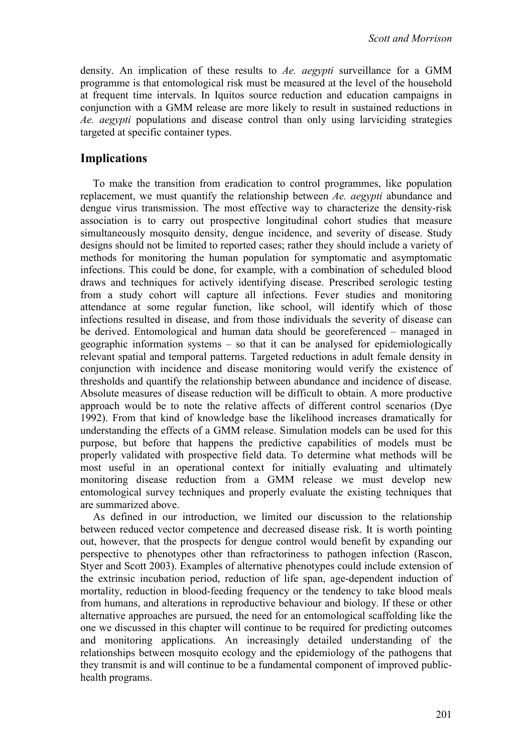density. An implication of these results to *Ae. aegypti* surveillance for a GMM programme is that entomological risk must be measured at the level of the household at frequent time intervals. In Iquitos source reduction and education campaigns in conjunction with a GMM release are more likely to result in sustained reductions in *Ae. aegypti* populations and disease control than only using larviciding strategies targeted at specific container types.

## Implications

To make the transition from eradication to control programmes, like population replacement, we must quantify the relationship between *Ae. aegypti* abundance and dengue virus transmission. The most effective way to characterize the density-risk association is to carry out prospective longitudinal cohort studies that measure simultaneously mosquito density, dengue incidence, and severity of disease. Study designs should not be limited to reported cases; rather they should include a variety of methods for monitoring the human population for symptomatic and asymptomatic infections. This could be done, for example, with a combination of scheduled blood draws and techniques for actively identifying disease. Prescribed serologic testing from a study cohort will capture all infections. Fever studies and monitoring attendance at some regular function, like school, will identify which of those infections resulted in disease, and from those individuals the severity of disease can be derived. Entomological and human data should be georeferenced – managed in geographic information systems – so that it can be analysed for epidemiologically relevant spatial and temporal patterns. Targeted reductions in adult female density in conjunction with incidence and disease monitoring would verify the existence of thresholds and quantify the relationship between abundance and incidence of disease. Absolute measures of disease reduction will be difficult to obtain. A more productive approach would be to note the relative affects of different control scenarios (Dye 1992). From that kind of knowledge base the likelihood increases dramatically for understanding the effects of a GMM release. Simulation models can be used for this purpose, but before that happens the predictive capabilities of models must be properly validated with prospective field data. To determine what methods will be most useful in an operational context for initially evaluating and ultimately monitoring disease reduction from a GMM release we must develop new entomological survey techniques and properly evaluate the existing techniques that are summarized above.

As defined in our introduction, we limited our discussion to the relationship between reduced vector competence and decreased disease risk. It is worth pointing out, however, that the prospects for dengue control would benefit by expanding our perspective to phenotypes other than refractoriness to pathogen infection (Rascon, Styer and Scott 2003). Examples of alternative phenotypes could include extension of the extrinsic incubation period, reduction of life span, age-dependent induction of mortality, reduction in blood-feeding frequency or the tendency to take blood meals from humans, and alterations in reproductive behaviour and biology. If these or other alternative approaches are pursued, the need for an entomological scaffolding like the one we discussed in this chapter will continue to be required for predicting outcomes and monitoring applications. An increasingly detailed understanding of the relationships between mosquito ecology and the epidemiology of the pathogens that they transmit is and will continue to be a fundamental component of improved public-health programs.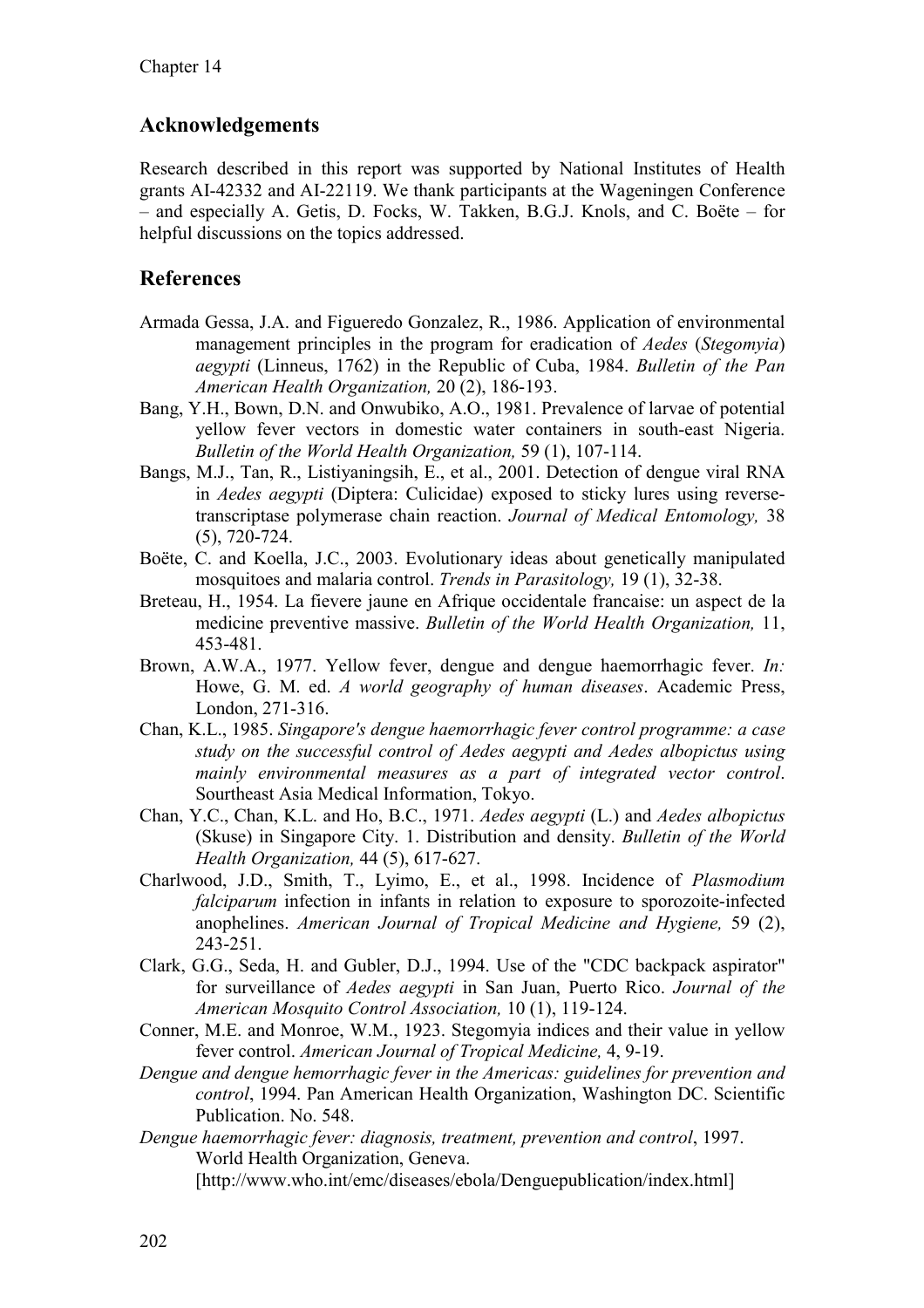## Acknowledgements

Research described in this report was supported by National Institutes of Health grants AI-42332 and AI-22119. We thank participants at the Wageningen Conference – and especially A. Getis, D. Focks, W. Takken, B.G.J. Knols, and C. Boëte – for helpful discussions on the topics addressed.

## References

Armada Gessa, J.A. and Figueredo Gonzalez, R., 1986. Application of environmental management principles in the program for eradication of *Aedes* (*Stegomyia*) *aegypti* (Linneus, 1762) in the Republic of Cuba, 1984. *Bulletin of the Pan American Health Organization,* 20 (2), 186-193.

Bang, Y.H., Bown, D.N. and Onwubiko, A.O., 1981. Prevalence of larvae of potential yellow fever vectors in domestic water containers in south-east Nigeria. *Bulletin of the World Health Organization,* 59 (1), 107-114.

Bangs, M.J., Tan, R., Listiyaningsih, E., et al., 2001. Detection of dengue viral RNA in *Aedes aegypti* (Diptera: Culicidae) exposed to sticky lures using reverse-transcriptase polymerase chain reaction. *Journal of Medical Entomology,* 38 (5), 720-724.

Boëte, C. and Koella, J.C., 2003. Evolutionary ideas about genetically manipulated mosquitoes and malaria control. *Trends in Parasitology,* 19 (1), 32-38.

Breteau, H., 1954. La fievere jaune en Afrique occidentale francaise: un aspect de la medicine preventive massive. *Bulletin of the World Health Organization,* 11, 453-481.

Brown, A.W.A., 1977. Yellow fever, dengue and dengue haemorrhagic fever. *In:* Howe, G. M. ed. *A world geography of human diseases*. Academic Press, London, 271-316.

Chan, K.L., 1985. *Singapore's dengue haemorrhagic fever control programme: a case study on the successful control of Aedes aegypti and Aedes albopictus using mainly environmental measures as a part of integrated vector control*. Southeast Asia Medical Information, Tokyo.

Chan, Y.C., Chan, K.L. and Ho, B.C., 1971. *Aedes aegypti* (L.) and *Aedes albopictus* (Skuse) in Singapore City. 1. Distribution and density. *Bulletin of the World Health Organization,* 44 (5), 617-627.

Charlwood, J.D., Smith, T., Lyimo, E., et al., 1998. Incidence of *Plasmodium falciparum* infection in infants in relation to exposure to sporozoite-infected anophelines. *American Journal of Tropical Medicine and Hygiene,* 59 (2), 243-251.

Clark, G.G., Seda, H. and Gubler, D.J., 1994. Use of the "CDC backpack aspirator" for surveillance of *Aedes aegypti* in San Juan, Puerto Rico. *Journal of the American Mosquito Control Association,* 10 (1), 119-124.

Conner, M.E. and Monroe, W.M., 1923. Stegomyia indices and their value in yellow fever control. *American Journal of Tropical Medicine,* 4, 9-19.

*Dengue and dengue hemorrhagic fever in the Americas: guidelines for prevention and control*, 1994. Pan American Health Organization, Washington DC. Scientific Publication. No. 548.

*Dengue haemorrhagic fever: diagnosis, treatment, prevention and control*, 1997. World Health Organization, Geneva. [http://www.who.int/emc/diseases/ebola/Denguepublication/index.html]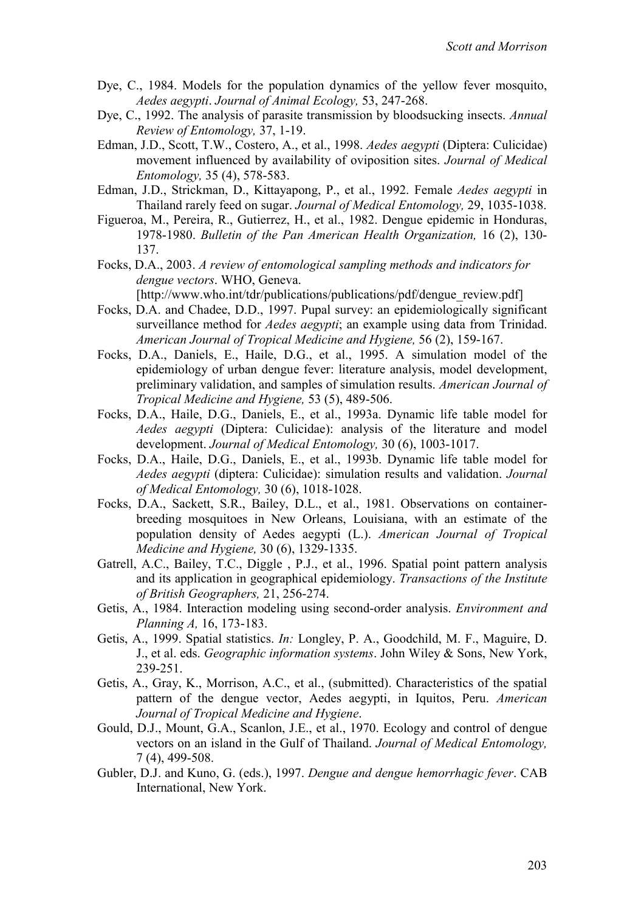- Dye, C., 1984. Models for the population dynamics of the yellow fever mosquito, *Aedes aegypti*. *Journal of Animal Ecology,* 53, 247-268.
- Dye, C., 1992. The analysis of parasite transmission by bloodsucking insects. *Annual Review of Entomology,* 37, 1-19.
- Edman, J.D., Scott, T.W., Costero, A., et al., 1998. *Aedes aegypti* (Diptera: Culicidae) movement influenced by availability of oviposition sites. *Journal of Medical Entomology,* 35 (4), 578-583.
- Edman, J.D., Strickman, D., Kittayapong, P., et al., 1992. Female *Aedes aegypti* in Thailand rarely feed on sugar. *Journal of Medical Entomology,* 29, 1035-1038.
- Figueroa, M., Pereira, R., Gutierrez, H., et al., 1982. Dengue epidemic in Honduras, 1978-1980. *Bulletin of the Pan American Health Organization,* 16 (2), 130-137.
- Focks, D.A., 2003. *A review of entomological sampling methods and indicators for dengue vectors*. WHO, Geneva. [http://www.who.int/tdr/publications/publications/pdf/dengue_review.pdf]
- Focks, D.A. and Chadee, D.D., 1997. Pupal survey: an epidemiologically significant surveillance method for *Aedes aegypti*; an example using data from Trinidad. *American Journal of Tropical Medicine and Hygiene,* 56 (2), 159-167.
- Focks, D.A., Daniels, E., Haile, D.G., et al., 1995. A simulation model of the epidemiology of urban dengue fever: literature analysis, model development, preliminary validation, and samples of simulation results. *American Journal of Tropical Medicine and Hygiene,* 53 (5), 489-506.
- Focks, D.A., Haile, D.G., Daniels, E., et al., 1993a. Dynamic life table model for *Aedes aegypti* (Diptera: Culicidae): analysis of the literature and model development. *Journal of Medical Entomology,* 30 (6), 1003-1017.
- Focks, D.A., Haile, D.G., Daniels, E., et al., 1993b. Dynamic life table model for *Aedes aegypti* (diptera: Culicidae): simulation results and validation. *Journal of Medical Entomology,* 30 (6), 1018-1028.
- Focks, D.A., Sackett, S.R., Bailey, D.L., et al., 1981. Observations on container-breeding mosquitoes in New Orleans, Louisiana, with an estimate of the population density of Aedes aegypti (L.). *American Journal of Tropical Medicine and Hygiene,* 30 (6), 1329-1335.
- Gatrell, A.C., Bailey, T.C., Diggle , P.J., et al., 1996. Spatial point pattern analysis and its application in geographical epidemiology. *Transactions of the Institute of British Geographers,* 21, 256-274.
- Getis, A., 1984. Interaction modeling using second-order analysis. *Environment and Planning A,* 16, 173-183.
- Getis, A., 1999. Spatial statistics. *In:* Longley, P. A., Goodchild, M. F., Maguire, D. J., et al. eds. *Geographic information systems*. John Wiley & Sons, New York, 239-251.
- Getis, A., Gray, K., Morrison, A.C., et al., (submitted). Characteristics of the spatial pattern of the dengue vector, Aedes aegypti, in Iquitos, Peru. *American Journal of Tropical Medicine and Hygiene*.
- Gould, D.J., Mount, G.A., Scanlon, J.E., et al., 1970. Ecology and control of dengue vectors on an island in the Gulf of Thailand. *Journal of Medical Entomology,* 7 (4), 499-508.
- Gubler, D.J. and Kuno, G. (eds.), 1997. *Dengue and dengue hemorrhagic fever*. CAB International, New York.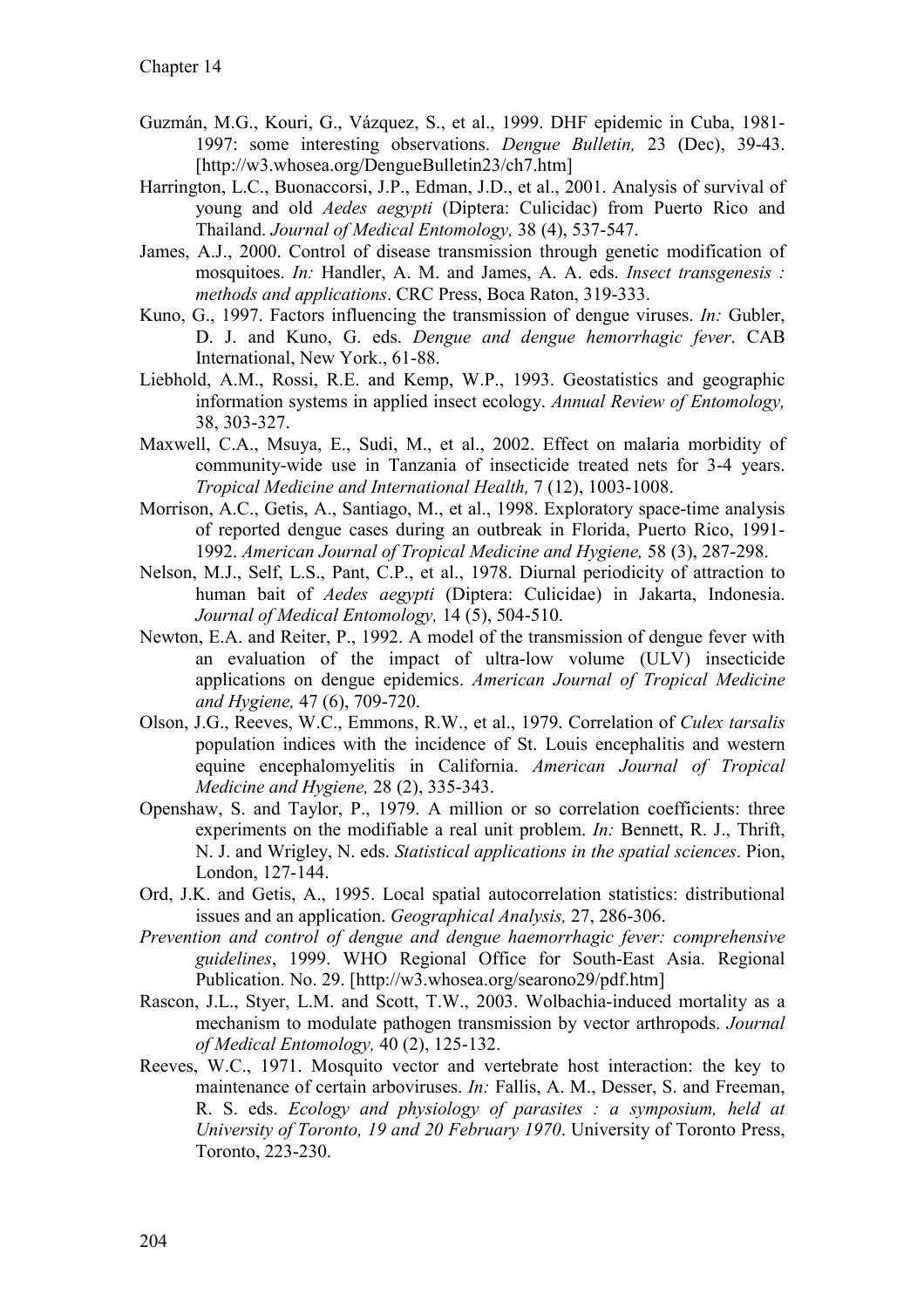Guzmán, M.G., Kouri, G., Vázquez, S., et al., 1999. DHF epidemic in Cuba, 1981-1997: some interesting observations. *Dengue Bulletin,* 23 (Dec), 39-43. [http://w3.whosea.org/DengueBulletin23/ch7.htm]

Harrington, L.C., Buonaccorsi, J.P., Edman, J.D., et al., 2001. Analysis of survival of young and old *Aedes aegypti* (Diptera: Culicidac) from Puerto Rico and Thailand. *Journal of Medical Entomology,* 38 (4), 537-547.

James, A.J., 2000. Control of disease transmission through genetic modification of mosquitoes. *In:* Handler, A. M. and James, A. A. eds. *Insect transgenesis : methods and applications*. CRC Press, Boca Raton, 319-333.

Kuno, G., 1997. Factors influencing the transmission of dengue viruses. *In:* Gubler, D. J. and Kuno, G. eds. *Dengue and dengue hemorrhagic fever*. CAB International, New York., 61-88.

Liebhold, A.M., Rossi, R.E. and Kemp, W.P., 1993. Geostatistics and geographic information systems in applied insect ecology. *Annual Review of Entomology,* 38, 303-327.

Maxwell, C.A., Msuya, E., Sudi, M., et al., 2002. Effect on malaria morbidity of community-wide use in Tanzania of insecticide treated nets for 3-4 years. *Tropical Medicine and International Health,* 7 (12), 1003-1008.

Morrison, A.C., Getis, A., Santiago, M., et al., 1998. Exploratory space-time analysis of reported dengue cases during an outbreak in Florida, Puerto Rico, 1991-1992. *American Journal of Tropical Medicine and Hygiene,* 58 (3), 287-298.

Nelson, M.J., Self, L.S., Pant, C.P., et al., 1978. Diurnal periodicity of attraction to human bait of *Aedes aegypti* (Diptera: Culicidae) in Jakarta, Indonesia. *Journal of Medical Entomology,* 14 (5), 504-510.

Newton, E.A. and Reiter, P., 1992. A model of the transmission of dengue fever with an evaluation of the impact of ultra-low volume (ULV) insecticide applications on dengue epidemics. *American Journal of Tropical Medicine and Hygiene,* 47 (6), 709-720.

Olson, J.G., Reeves, W.C., Emmons, R.W., et al., 1979. Correlation of *Culex tarsalis* population indices with the incidence of St. Louis encephalitis and western equine encephalomyelitis in California. *American Journal of Tropical Medicine and Hygiene,* 28 (2), 335-343.

Openshaw, S. and Taylor, P., 1979. A million or so correlation coefficients: three experiments on the modifiable a real unit problem. *In:* Bennett, R. J., Thrift, N. J. and Wrigley, N. eds. *Statistical applications in the spatial sciences*. Pion, London, 127-144.

Ord, J.K. and Getis, A., 1995. Local spatial autocorrelation statistics: distributional issues and an application. *Geographical Analysis,* 27, 286-306.

*Prevention and control of dengue and dengue haemorrhagic fever: comprehensive guidelines*, 1999. WHO Regional Office for South-East Asia. Regional Publication. No. 29. [http://w3.whosea.org/searono29/pdf.htm]

Rascon, J.L., Styer, L.M. and Scott, T.W., 2003. Wolbachia-induced mortality as a mechanism to modulate pathogen transmission by vector arthropods. *Journal of Medical Entomology,* 40 (2), 125-132.

Reeves, W.C., 1971. Mosquito vector and vertebrate host interaction: the key to maintenance of certain arboviruses. *In:* Fallis, A. M., Desser, S. and Freeman, R. S. eds. *Ecology and physiology of parasites : a symposium, held at University of Toronto, 19 and 20 February 1970*. University of Toronto Press, Toronto, 223-230.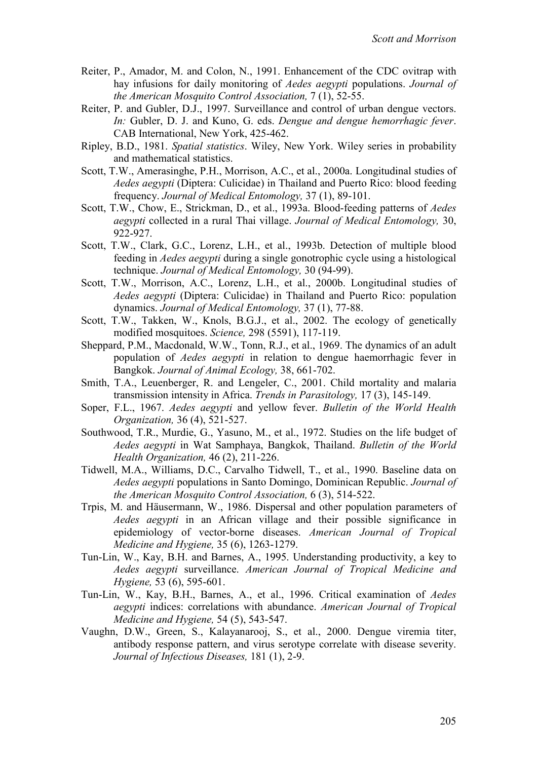Reiter, P., Amador, M. and Colon, N., 1991. Enhancement of the CDC ovitrap with hay infusions for daily monitoring of *Aedes aegypti* populations. *Journal of the American Mosquito Control Association,* 7 (1), 52-55.

Reiter, P. and Gubler, D.J., 1997. Surveillance and control of urban dengue vectors. *In:* Gubler, D. J. and Kuno, G. eds. *Dengue and dengue hemorrhagic fever*. CAB International, New York, 425-462.

Ripley, B.D., 1981. *Spatial statistics*. Wiley, New York. Wiley series in probability and mathematical statistics.

Scott, T.W., Amerasinghe, P.H., Morrison, A.C., et al., 2000a. Longitudinal studies of *Aedes aegypti* (Diptera: Culicidae) in Thailand and Puerto Rico: blood feeding frequency. *Journal of Medical Entomology,* 37 (1), 89-101.

Scott, T.W., Chow, E., Strickman, D., et al., 1993a. Blood-feeding patterns of *Aedes aegypti* collected in a rural Thai village. *Journal of Medical Entomology,* 30, 922-927.

Scott, T.W., Clark, G.C., Lorenz, L.H., et al., 1993b. Detection of multiple blood feeding in *Aedes aegypti* during a single gonotrophic cycle using a histological technique. *Journal of Medical Entomology,* 30 (94-99).

Scott, T.W., Morrison, A.C., Lorenz, L.H., et al., 2000b. Longitudinal studies of *Aedes aegypti* (Diptera: Culicidae) in Thailand and Puerto Rico: population dynamics. *Journal of Medical Entomology,* 37 (1), 77-88.

Scott, T.W., Takken, W., Knols, B.G.J., et al., 2002. The ecology of genetically modified mosquitoes. *Science,* 298 (5591), 117-119.

Sheppard, P.M., Macdonald, W.W., Tonn, R.J., et al., 1969. The dynamics of an adult population of *Aedes aegypti* in relation to dengue haemorrhagic fever in Bangkok. *Journal of Animal Ecology,* 38, 661-702.

Smith, T.A., Leuenberger, R. and Lengeler, C., 2001. Child mortality and malaria transmission intensity in Africa. *Trends in Parasitology,* 17 (3), 145-149.

Soper, F.L., 1967. *Aedes aegypti* and yellow fever. *Bulletin of the World Health Organization,* 36 (4), 521-527.

Southwood, T.R., Murdie, G., Yasuno, M., et al., 1972. Studies on the life budget of *Aedes aegypti* in Wat Samphaya, Bangkok, Thailand. *Bulletin of the World Health Organization,* 46 (2), 211-226.

Tidwell, M.A., Williams, D.C., Carvalho Tidwell, T., et al., 1990. Baseline data on *Aedes aegypti* populations in Santo Domingo, Dominican Republic. *Journal of the American Mosquito Control Association,* 6 (3), 514-522.

Trpis, M. and Häusermann, W., 1986. Dispersal and other population parameters of *Aedes aegypti* in an African village and their possible significance in epidemiology of vector-borne diseases. *American Journal of Tropical Medicine and Hygiene,* 35 (6), 1263-1279.

Tun-Lin, W., Kay, B.H. and Barnes, A., 1995. Understanding productivity, a key to *Aedes aegypti* surveillance. *American Journal of Tropical Medicine and Hygiene,* 53 (6), 595-601.

Tun-Lin, W., Kay, B.H., Barnes, A., et al., 1996. Critical examination of *Aedes aegypti* indices: correlations with abundance. *American Journal of Tropical Medicine and Hygiene,* 54 (5), 543-547.

Vaughn, D.W., Green, S., Kalayanarooj, S., et al., 2000. Dengue viremia titer, antibody response pattern, and virus serotype correlate with disease severity. *Journal of Infectious Diseases,* 181 (1), 2-9.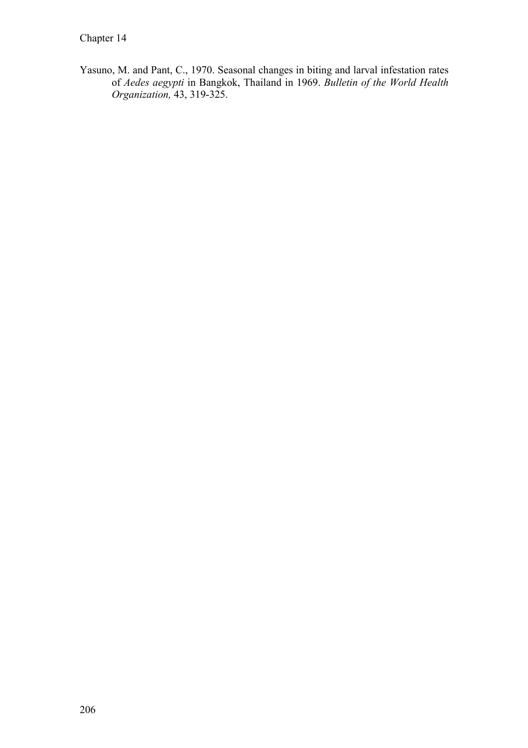Yasuno, M. and Pant, C., 1970. Seasonal changes in biting and larval infestation rates of *Aedes aegypti* in Bangkok, Thailand in 1969. *Bulletin of the World Health Organization,* 43, 319-325.